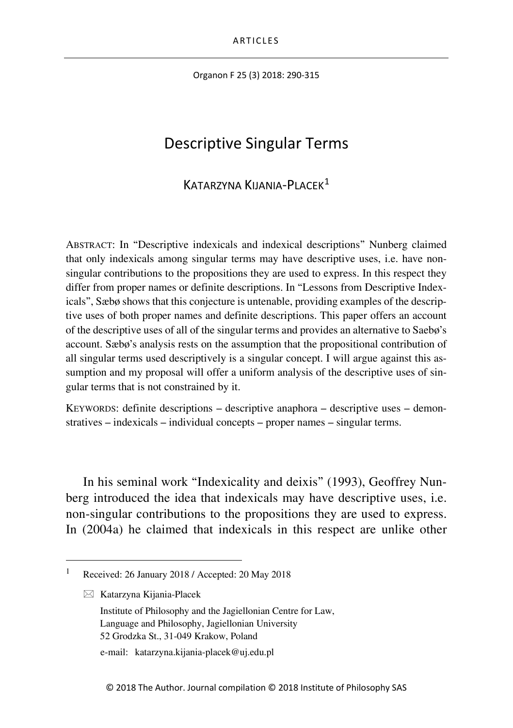ARTICLES

# Descriptive Singular Terms

KATARZYNA KIJANIA-PLACEK[1]

ABSTRACT: In "Descriptive indexicals and indexical descriptions" Nunberg claimed that only indexicals among singular terms may have descriptive uses, i.e. have non-singular contributions to the propositions they are used to express. In this respect they differ from proper names or definite descriptions. In "Lessons from Descriptive Indexicals", Sæbø shows that this conjecture is untenable, providing examples of the descriptive uses of both proper names and definite descriptions. This paper offers an account of the descriptive uses of all of the singular terms and provides an alternative to Saebø's account. Sæbø's analysis rests on the assumption that the propositional contribution of all singular terms used descriptively is a singular concept. I will argue against this assumption and my proposal will offer a uniform analysis of the descriptive uses of singular terms that is not constrained by it.

KEYWORDS: definite descriptions – descriptive anaphora – descriptive uses – demonstratives – indexicals – individual concepts – proper names – singular terms.

In his seminal work "Indexicality and deixis" (1993), Geoffrey Nunberg introduced the idea that indexicals may have descriptive uses, i.e. non-singular contributions to the propositions they are used to express. In (2004a) he claimed that indexicals in this respect are unlike other

---

[1] Received: 26 January 2018 / Accepted: 20 May 2018

✉ Katarzyna Kijania-Placek
Institute of Philosophy and the Jagiellonian Centre for Law, Language and Philosophy, Jagiellonian University
52 Grodzka St., 31-049 Krakow, Poland

e-mail: katarzyna.kijania-placek@uj.edu.pl

© 2018 The Author. Journal compilation © 2018 Institute of Philosophy SAS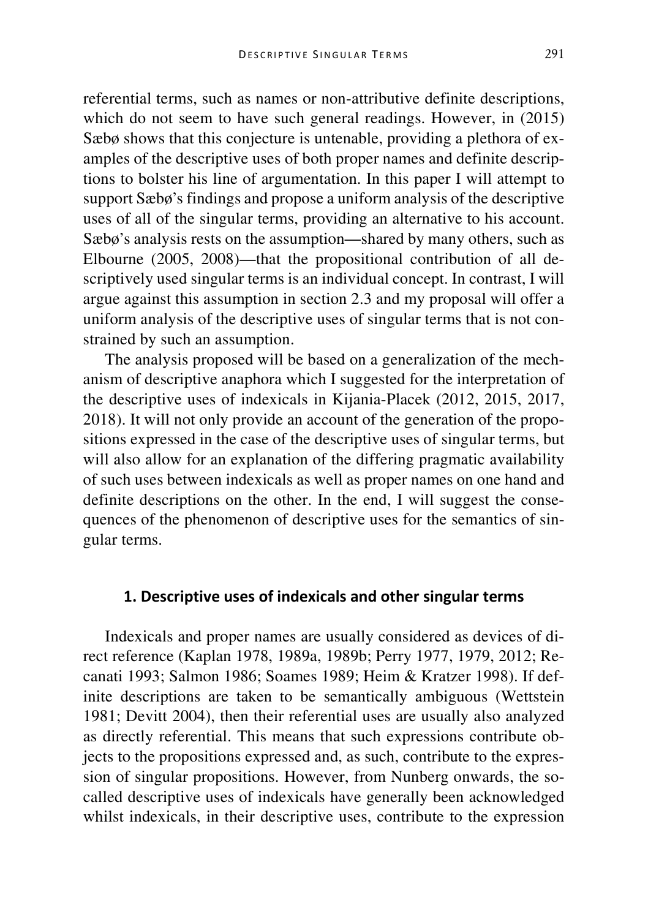referential terms, such as names or non-attributive definite descriptions, which do not seem to have such general readings. However, in (2015) Sæbø shows that this conjecture is untenable, providing a plethora of examples of the descriptive uses of both proper names and definite descriptions to bolster his line of argumentation. In this paper I will attempt to support Sæbø's findings and propose a uniform analysis of the descriptive uses of all of the singular terms, providing an alternative to his account. Sæbø's analysis rests on the assumption—shared by many others, such as Elbourne (2005, 2008)—that the propositional contribution of all descriptively used singular terms is an individual concept. In contrast, I will argue against this assumption in section 2.3 and my proposal will offer a uniform analysis of the descriptive uses of singular terms that is not constrained by such an assumption.

The analysis proposed will be based on a generalization of the mechanism of descriptive anaphora which I suggested for the interpretation of the descriptive uses of indexicals in Kijania-Placek (2012, 2015, 2017, 2018). It will not only provide an account of the generation of the propositions expressed in the case of the descriptive uses of singular terms, but will also allow for an explanation of the differing pragmatic availability of such uses between indexicals as well as proper names on one hand and definite descriptions on the other. In the end, I will suggest the consequences of the phenomenon of descriptive uses for the semantics of singular terms.

## 1. Descriptive uses of indexicals and other singular terms

Indexicals and proper names are usually considered as devices of direct reference (Kaplan 1978, 1989a, 1989b; Perry 1977, 1979, 2012; Recanati 1993; Salmon 1986; Soames 1989; Heim & Kratzer 1998). If definite descriptions are taken to be semantically ambiguous (Wettstein 1981; Devitt 2004), then their referential uses are usually also analyzed as directly referential. This means that such expressions contribute objects to the propositions expressed and, as such, contribute to the expression of singular propositions. However, from Nunberg onwards, the so-called descriptive uses of indexicals have generally been acknowledged whilst indexicals, in their descriptive uses, contribute to the expression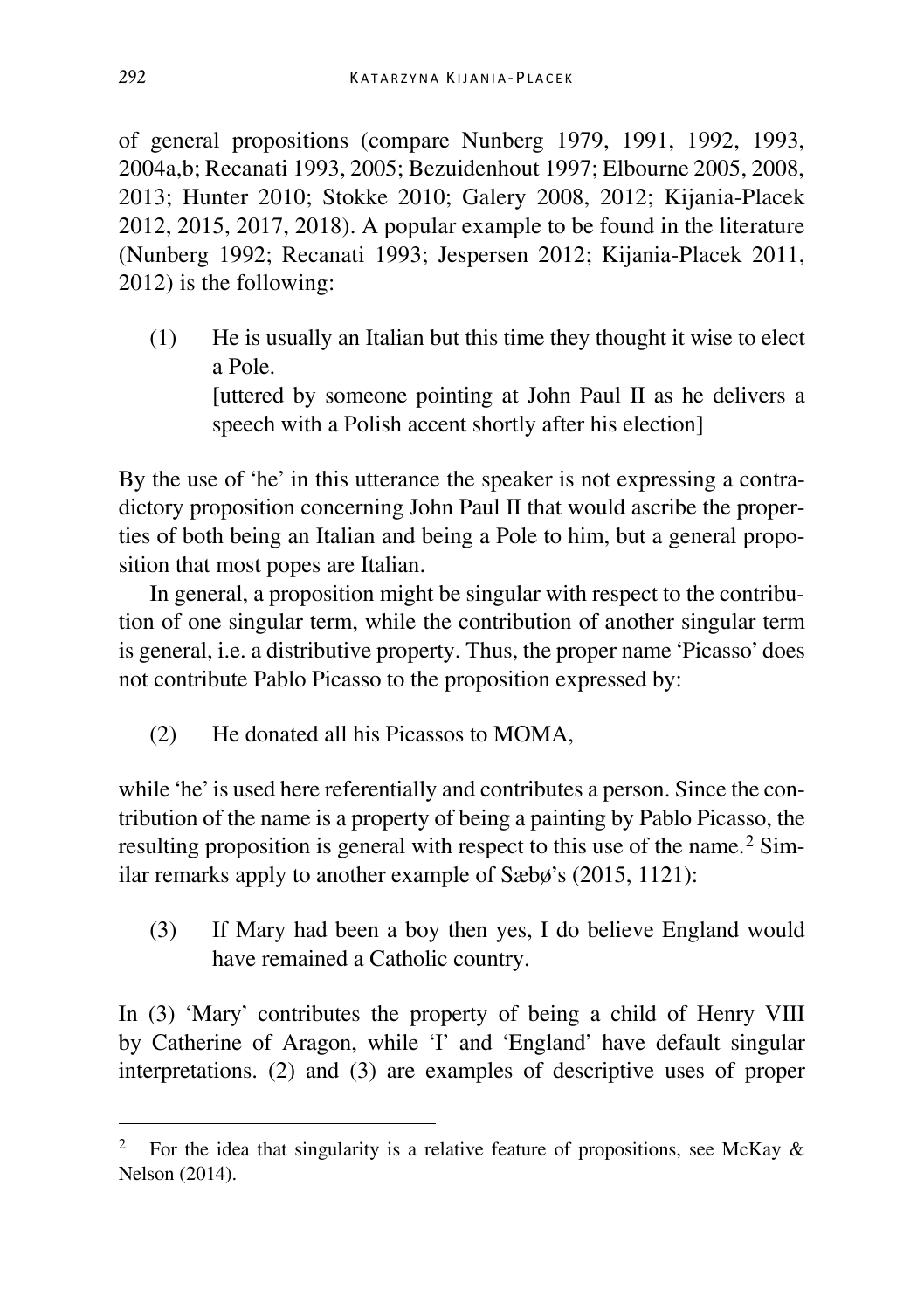of general propositions (compare Nunberg 1979, 1991, 1992, 1993, 2004a,b; Recanati 1993, 2005; Bezuidenhout 1997; Elbourne 2005, 2008, 2013; Hunter 2010; Stokke 2010; Galery 2008, 2012; Kijania-Placek 2012, 2015, 2017, 2018). A popular example to be found in the literature (Nunberg 1992; Recanati 1993; Jespersen 2012; Kijania-Placek 2011, 2012) is the following:

(1) He is usually an Italian but this time they thought it wise to elect a Pole.
[uttered by someone pointing at John Paul II as he delivers a speech with a Polish accent shortly after his election]

By the use of 'he' in this utterance the speaker is not expressing a contradictory proposition concerning John Paul II that would ascribe the properties of both being an Italian and being a Pole to him, but a general proposition that most popes are Italian.

In general, a proposition might be singular with respect to the contribution of one singular term, while the contribution of another singular term is general, i.e. a distributive property. Thus, the proper name 'Picasso' does not contribute Pablo Picasso to the proposition expressed by:

(2) He donated all his Picassos to MOMA,

while 'he' is used here referentially and contributes a person. Since the contribution of the name is a property of being a painting by Pablo Picasso, the resulting proposition is general with respect to this use of the name.[2] Similar remarks apply to another example of Sæbø's (2015, 1121):

(3) If Mary had been a boy then yes, I do believe England would have remained a Catholic country.

In (3) 'Mary' contributes the property of being a child of Henry VIII by Catherine of Aragon, while 'I' and 'England' have default singular interpretations. (2) and (3) are examples of descriptive uses of proper

---

[2] For the idea that singularity is a relative feature of propositions, see McKay & Nelson (2014).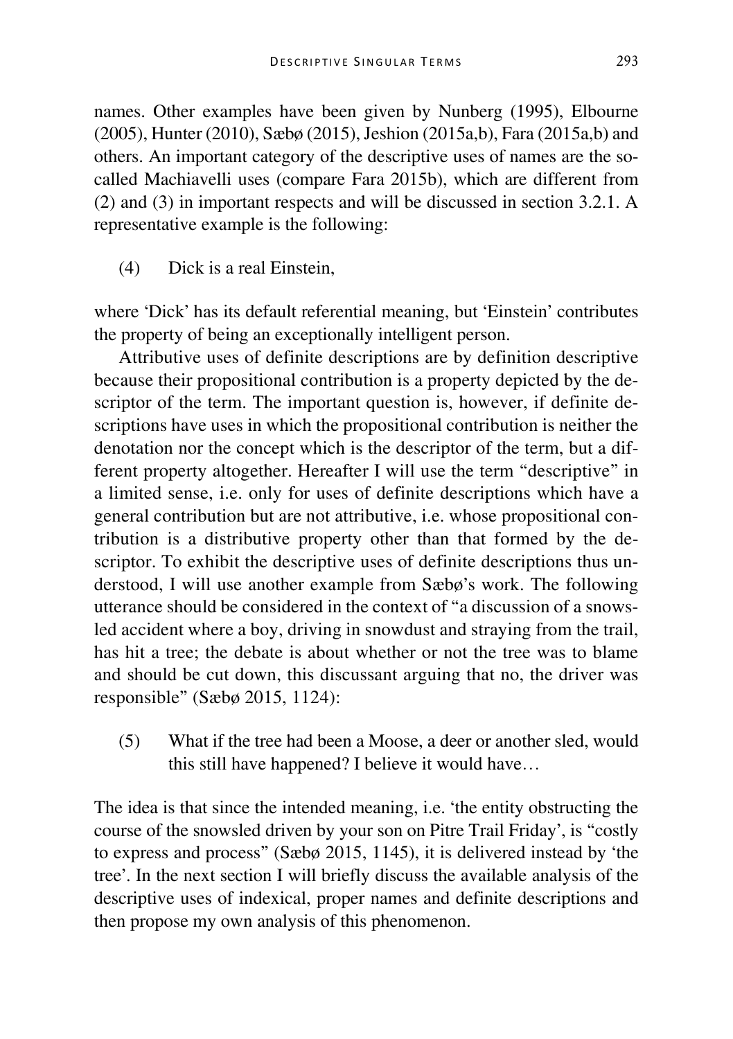names. Other examples have been given by Nunberg (1995), Elbourne (2005), Hunter (2010), Sæbø (2015), Jeshion (2015a,b), Fara (2015a,b) and others. An important category of the descriptive uses of names are the so-called Machiavelli uses (compare Fara 2015b), which are different from (2) and (3) in important respects and will be discussed in section 3.2.1. A representative example is the following:

(4) Dick is a real Einstein,

where 'Dick' has its default referential meaning, but 'Einstein' contributes the property of being an exceptionally intelligent person.

Attributive uses of definite descriptions are by definition descriptive because their propositional contribution is a property depicted by the descriptor of the term. The important question is, however, if definite descriptions have uses in which the propositional contribution is neither the denotation nor the concept which is the descriptor of the term, but a different property altogether. Hereafter I will use the term "descriptive" in a limited sense, i.e. only for uses of definite descriptions which have a general contribution but are not attributive, i.e. whose propositional contribution is a distributive property other than that formed by the descriptor. To exhibit the descriptive uses of definite descriptions thus understood, I will use another example from Sæbø's work. The following utterance should be considered in the context of "a discussion of a snowsled accident where a boy, driving in snowdust and straying from the trail, has hit a tree; the debate is about whether or not the tree was to blame and should be cut down, this discussant arguing that no, the driver was responsible" (Sæbø 2015, 1124):

(5) What if the tree had been a Moose, a deer or another sled, would this still have happened? I believe it would have…

The idea is that since the intended meaning, i.e. 'the entity obstructing the course of the snowsled driven by your son on Pitre Trail Friday', is "costly to express and process" (Sæbø 2015, 1145), it is delivered instead by 'the tree'. In the next section I will briefly discuss the available analysis of the descriptive uses of indexical, proper names and definite descriptions and then propose my own analysis of this phenomenon.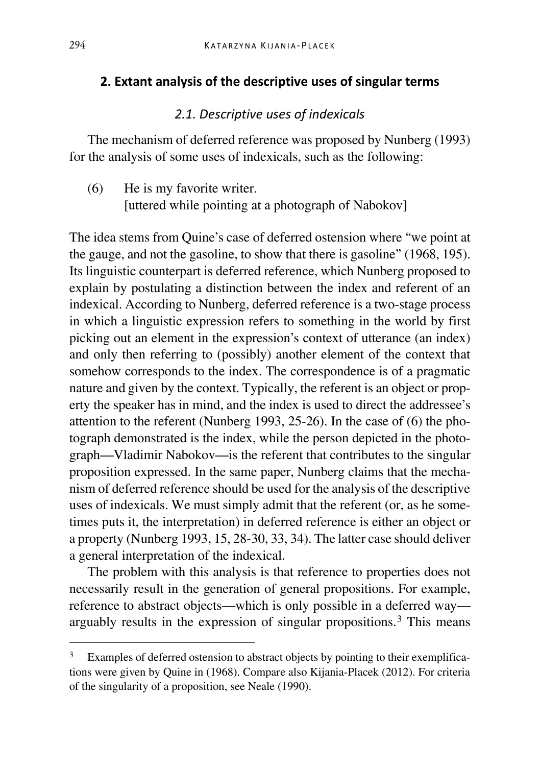## 2. Extant analysis of the descriptive uses of singular terms

### *2.1. Descriptive uses of indexicals*

The mechanism of deferred reference was proposed by Nunberg (1993) for the analysis of some uses of indexicals, such as the following:

(6) He is my favorite writer.
[uttered while pointing at a photograph of Nabokov]

The idea stems from Quine's case of deferred ostension where "we point at the gauge, and not the gasoline, to show that there is gasoline" (1968, 195). Its linguistic counterpart is deferred reference, which Nunberg proposed to explain by postulating a distinction between the index and referent of an indexical. According to Nunberg, deferred reference is a two-stage process in which a linguistic expression refers to something in the world by first picking out an element in the expression's context of utterance (an index) and only then referring to (possibly) another element of the context that somehow corresponds to the index. The correspondence is of a pragmatic nature and given by the context. Typically, the referent is an object or property the speaker has in mind, and the index is used to direct the addressee's attention to the referent (Nunberg 1993, 25-26). In the case of (6) the photograph demonstrated is the index, while the person depicted in the photograph—Vladimir Nabokov—is the referent that contributes to the singular proposition expressed. In the same paper, Nunberg claims that the mechanism of deferred reference should be used for the analysis of the descriptive uses of indexicals. We must simply admit that the referent (or, as he sometimes puts it, the interpretation) in deferred reference is either an object or a property (Nunberg 1993, 15, 28-30, 33, 34). The latter case should deliver a general interpretation of the indexical.

The problem with this analysis is that reference to properties does not necessarily result in the generation of general propositions. For example, reference to abstract objects—which is only possible in a deferred way—arguably results in the expression of singular propositions.[3] This means

[3] Examples of deferred ostension to abstract objects by pointing to their exemplifications were given by Quine in (1968). Compare also Kijania-Placek (2012). For criteria of the singularity of a proposition, see Neale (1990).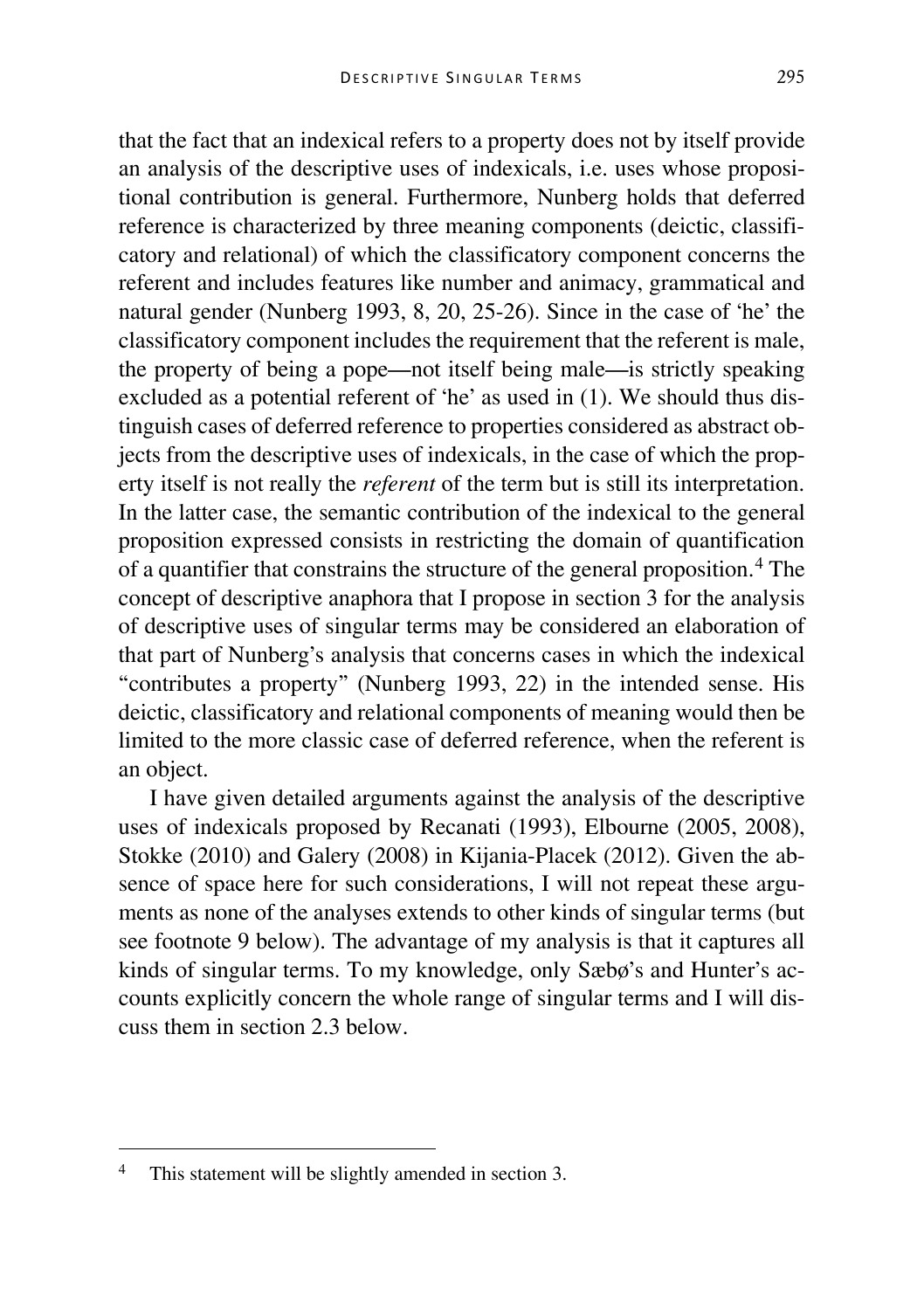that the fact that an indexical refers to a property does not by itself provide an analysis of the descriptive uses of indexicals, i.e. uses whose propositional contribution is general. Furthermore, Nunberg holds that deferred reference is characterized by three meaning components (deictic, classificatory and relational) of which the classificatory component concerns the referent and includes features like number and animacy, grammatical and natural gender (Nunberg 1993, 8, 20, 25-26). Since in the case of 'he' the classificatory component includes the requirement that the referent is male, the property of being a pope—not itself being male—is strictly speaking excluded as a potential referent of 'he' as used in (1). We should thus distinguish cases of deferred reference to properties considered as abstract objects from the descriptive uses of indexicals, in the case of which the property itself is not really the *referent* of the term but is still its interpretation. In the latter case, the semantic contribution of the indexical to the general proposition expressed consists in restricting the domain of quantification of a quantifier that constrains the structure of the general proposition.[4] The concept of descriptive anaphora that I propose in section 3 for the analysis of descriptive uses of singular terms may be considered an elaboration of that part of Nunberg's analysis that concerns cases in which the indexical "contributes a property" (Nunberg 1993, 22) in the intended sense. His deictic, classificatory and relational components of meaning would then be limited to the more classic case of deferred reference, when the referent is an object.

I have given detailed arguments against the analysis of the descriptive uses of indexicals proposed by Recanati (1993), Elbourne (2005, 2008), Stokke (2010) and Galery (2008) in Kijania-Placek (2012). Given the absence of space here for such considerations, I will not repeat these arguments as none of the analyses extends to other kinds of singular terms (but see footnote 9 below). The advantage of my analysis is that it captures all kinds of singular terms. To my knowledge, only Sæbø's and Hunter's accounts explicitly concern the whole range of singular terms and I will discuss them in section 2.3 below.

[4] This statement will be slightly amended in section 3.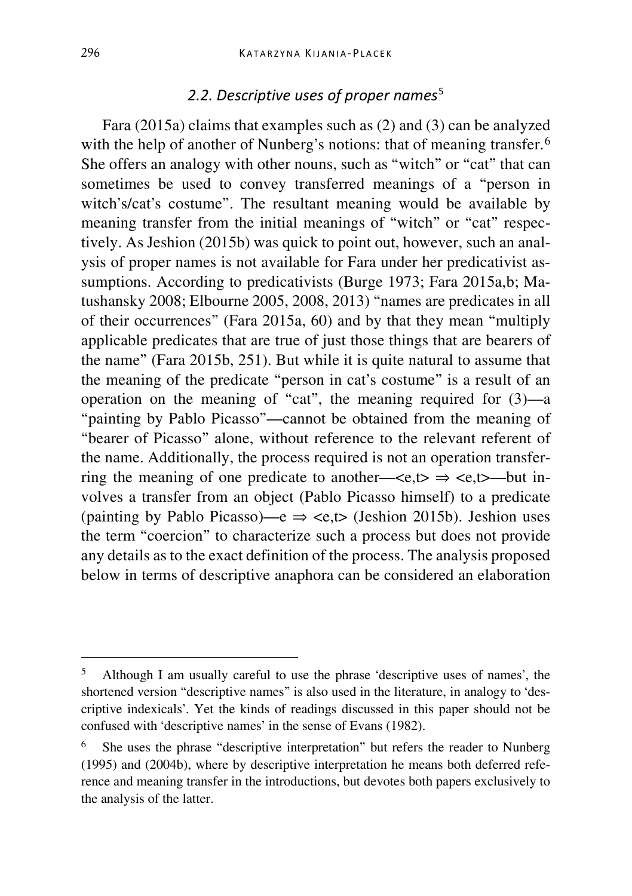### *2.2. Descriptive uses of proper names*[5]

Fara (2015a) claims that examples such as (2) and (3) can be analyzed with the help of another of Nunberg's notions: that of meaning transfer.[6] She offers an analogy with other nouns, such as "witch" or "cat" that can sometimes be used to convey transferred meanings of a "person in witch's/cat's costume". The resultant meaning would be available by meaning transfer from the initial meanings of "witch" or "cat" respectively. As Jeshion (2015b) was quick to point out, however, such an analysis of proper names is not available for Fara under her predicativist assumptions. According to predicativists (Burge 1973; Fara 2015a,b; Matushansky 2008; Elbourne 2005, 2008, 2013) "names are predicates in all of their occurrences" (Fara 2015a, 60) and by that they mean "multiply applicable predicates that are true of just those things that are bearers of the name" (Fara 2015b, 251). But while it is quite natural to assume that the meaning of the predicate "person in cat's costume" is a result of an operation on the meaning of "cat", the meaning required for (3)—a "painting by Pablo Picasso"—cannot be obtained from the meaning of "bearer of Picasso" alone, without reference to the relevant referent of the name. Additionally, the process required is not an operation transferring the meaning of one predicate to another—$<e,t> \Rightarrow <e,t>$—but involves a transfer from an object (Pablo Picasso himself) to a predicate (painting by Pablo Picasso)—$e \Rightarrow <e,t>$ (Jeshion 2015b). Jeshion uses the term "coercion" to characterize such a process but does not provide any details as to the exact definition of the process. The analysis proposed below in terms of descriptive anaphora can be considered an elaboration

---

[5] Although I am usually careful to use the phrase 'descriptive uses of names', the shortened version "descriptive names" is also used in the literature, in analogy to 'descriptive indexicals'. Yet the kinds of readings discussed in this paper should not be confused with 'descriptive names' in the sense of Evans (1982).

[6] She uses the phrase "descriptive interpretation" but refers the reader to Nunberg (1995) and (2004b), where by descriptive interpretation he means both deferred reference and meaning transfer in the introductions, but devotes both papers exclusively to the analysis of the latter.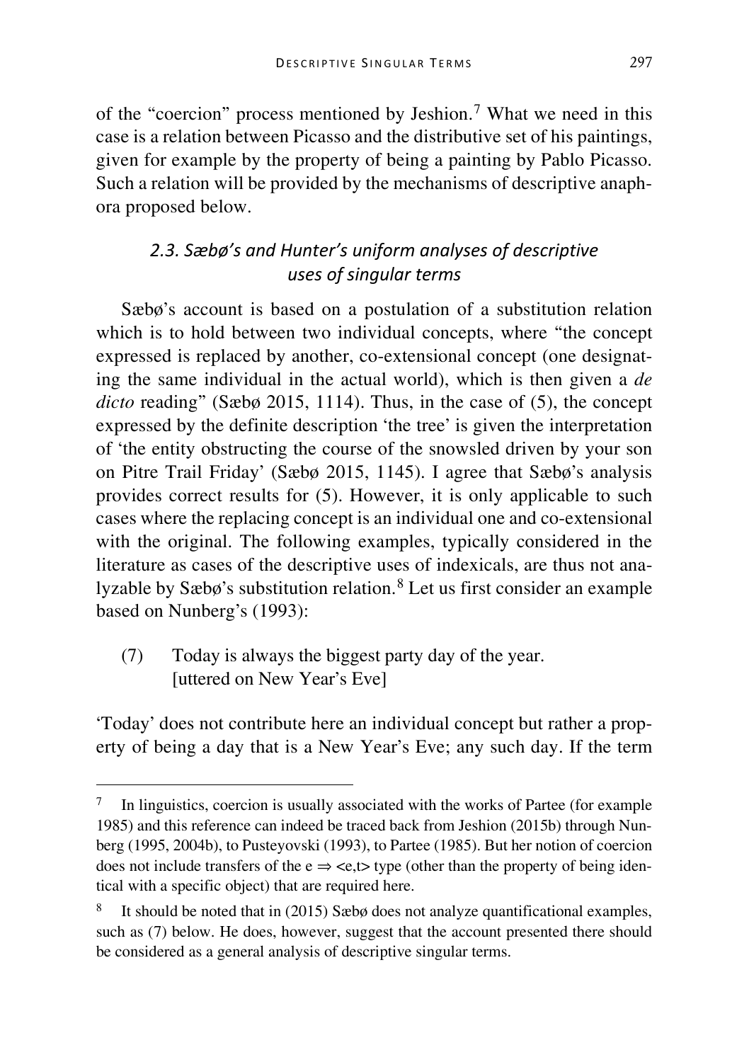of the "coercion" process mentioned by Jeshion.[7] What we need in this case is a relation between Picasso and the distributive set of his paintings, given for example by the property of being a painting by Pablo Picasso. Such a relation will be provided by the mechanisms of descriptive anaphora proposed below.

### *2.3. Sæbø's and Hunter's uniform analyses of descriptive uses of singular terms*

Sæbø's account is based on a postulation of a substitution relation which is to hold between two individual concepts, where "the concept expressed is replaced by another, co-extensional concept (one designating the same individual in the actual world), which is then given a *de dicto* reading" (Sæbø 2015, 1114). Thus, in the case of (5), the concept expressed by the definite description 'the tree' is given the interpretation of 'the entity obstructing the course of the snowsled driven by your son on Pitre Trail Friday' (Sæbø 2015, 1145). I agree that Sæbø's analysis provides correct results for (5). However, it is only applicable to such cases where the replacing concept is an individual one and co-extensional with the original. The following examples, typically considered in the literature as cases of the descriptive uses of indexicals, are thus not analyzable by Sæbø's substitution relation.[8] Let us first consider an example based on Nunberg's (1993):

(7) Today is always the biggest party day of the year.
[uttered on New Year's Eve]

'Today' does not contribute here an individual concept but rather a property of being a day that is a New Year's Eve; any such day. If the term

---

[7] In linguistics, coercion is usually associated with the works of Partee (for example 1985) and this reference can indeed be traced back from Jeshion (2015b) through Nunberg (1995, 2004b), to Pusteyovski (1993), to Partee (1985). But her notion of coercion does not include transfers of the $e \Rightarrow \langle e,t \rangle$ type (other than the property of being identical with a specific object) that are required here.

[8] It should be noted that in (2015) Sæbø does not analyze quantificational examples, such as (7) below. He does, however, suggest that the account presented there should be considered as a general analysis of descriptive singular terms.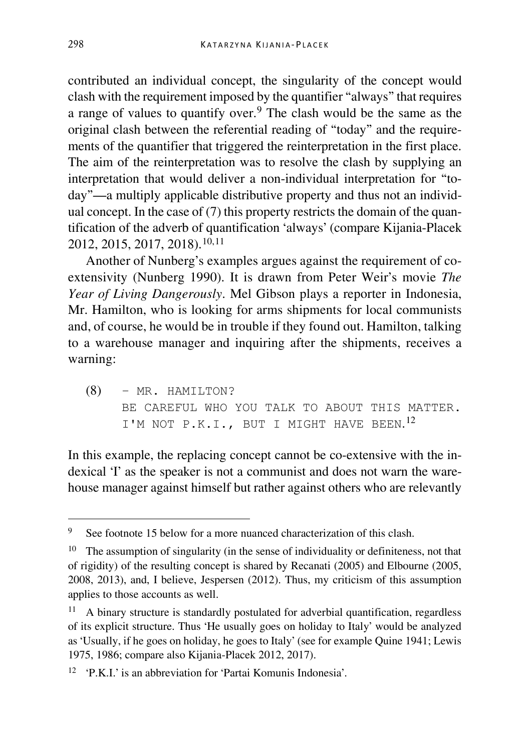contributed an individual concept, the singularity of the concept would clash with the requirement imposed by the quantifier "always" that requires a range of values to quantify over.[9] The clash would be the same as the original clash between the referential reading of "today" and the requirements of the quantifier that triggered the reinterpretation in the first place. The aim of the reinterpretation was to resolve the clash by supplying an interpretation that would deliver a non-individual interpretation for "today"—a multiply applicable distributive property and thus not an individual concept. In the case of (7) this property restricts the domain of the quantification of the adverb of quantification 'always' (compare Kijania-Placek 2012, 2015, 2017, 2018).[10,11]

Another of Nunberg's examples argues against the requirement of co-extensivity (Nunberg 1990). It is drawn from Peter Weir's movie *The Year of Living Dangerously*. Mel Gibson plays a reporter in Indonesia, Mr. Hamilton, who is looking for arms shipments for local communists and, of course, he would be in trouble if they found out. Hamilton, talking to a warehouse manager and inquiring after the shipments, receives a warning:

(8) - MR. HAMILTON?
BE CAREFUL WHO YOU TALK TO ABOUT THIS MATTER.
I'M NOT P.K.I., BUT I MIGHT HAVE BEEN.[12]

In this example, the replacing concept cannot be co-extensive with the indexical 'I' as the speaker is not a communist and does not warn the warehouse manager against himself but rather against others who are relevantly

---

[9] See footnote 15 below for a more nuanced characterization of this clash.

[10] The assumption of singularity (in the sense of individuality or definiteness, not that of rigidity) of the resulting concept is shared by Recanati (2005) and Elbourne (2005, 2008, 2013), and, I believe, Jespersen (2012). Thus, my criticism of this assumption applies to those accounts as well.

[11] A binary structure is standardly postulated for adverbial quantification, regardless of its explicit structure. Thus 'He usually goes on holiday to Italy' would be analyzed as 'Usually, if he goes on holiday, he goes to Italy' (see for example Quine 1941; Lewis 1975, 1986; compare also Kijania-Placek 2012, 2017).

[12] 'P.K.I.' is an abbreviation for 'Partai Komunis Indonesia'.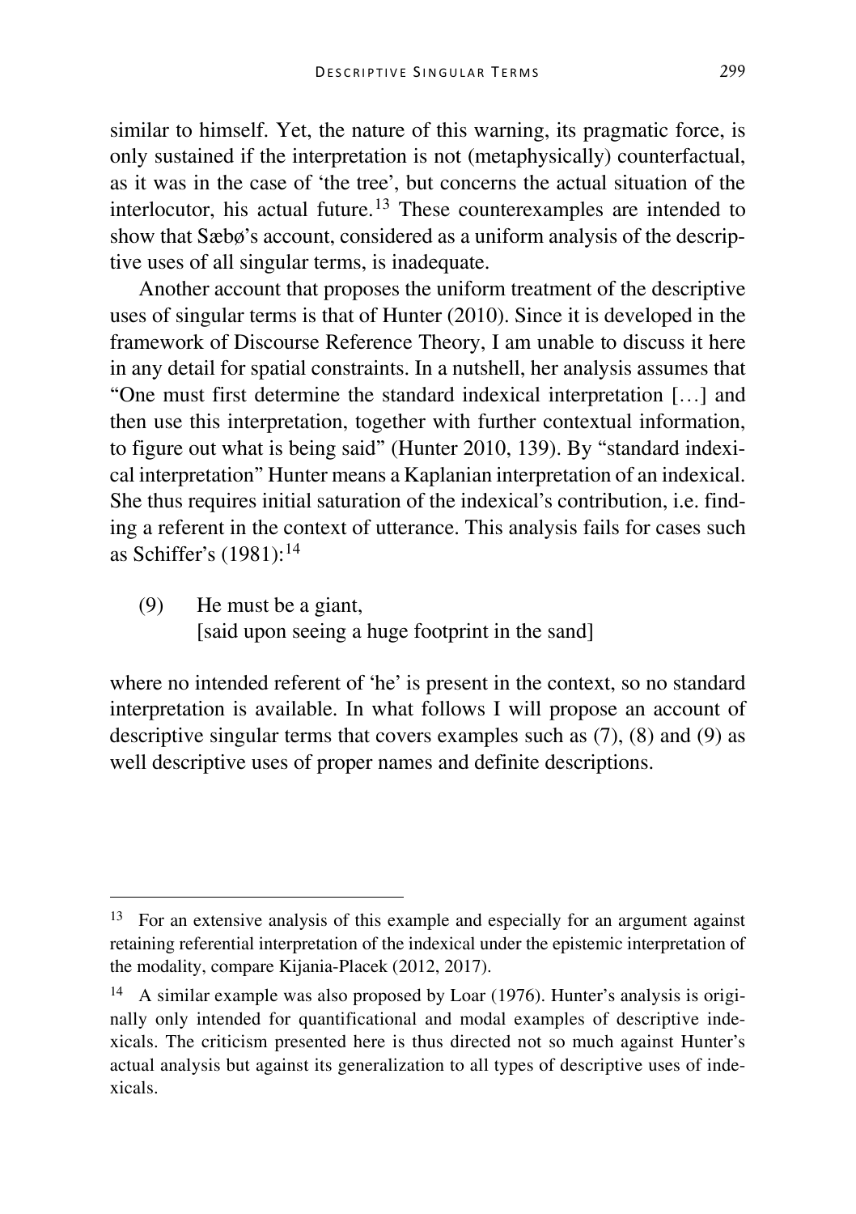similar to himself. Yet, the nature of this warning, its pragmatic force, is only sustained if the interpretation is not (metaphysically) counterfactual, as it was in the case of 'the tree', but concerns the actual situation of the interlocutor, his actual future.[13] These counterexamples are intended to show that Sæbø's account, considered as a uniform analysis of the descriptive uses of all singular terms, is inadequate.

Another account that proposes the uniform treatment of the descriptive uses of singular terms is that of Hunter (2010). Since it is developed in the framework of Discourse Reference Theory, I am unable to discuss it here in any detail for spatial constraints. In a nutshell, her analysis assumes that "One must first determine the standard indexical interpretation […] and then use this interpretation, together with further contextual information, to figure out what is being said" (Hunter 2010, 139). By "standard indexical interpretation" Hunter means a Kaplanian interpretation of an indexical. She thus requires initial saturation of the indexical's contribution, i.e. finding a referent in the context of utterance. This analysis fails for cases such as Schiffer's (1981):[14]

(9) He must be a giant,
[said upon seeing a huge footprint in the sand]

where no intended referent of 'he' is present in the context, so no standard interpretation is available. In what follows I will propose an account of descriptive singular terms that covers examples such as (7), (8) and (9) as well descriptive uses of proper names and definite descriptions.

---

[13] For an extensive analysis of this example and especially for an argument against retaining referential interpretation of the indexical under the epistemic interpretation of the modality, compare Kijania-Placek (2012, 2017).

[14] A similar example was also proposed by Loar (1976). Hunter's analysis is originally only intended for quantificational and modal examples of descriptive indexicals. The criticism presented here is thus directed not so much against Hunter's actual analysis but against its generalization to all types of descriptive uses of indexicals.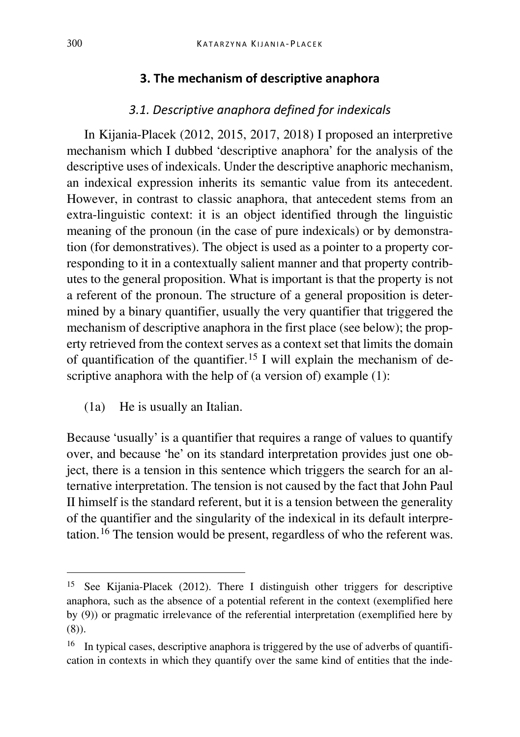## 3. The mechanism of descriptive anaphora

### *3.1. Descriptive anaphora defined for indexicals*

In Kijania-Placek (2012, 2015, 2017, 2018) I proposed an interpretive mechanism which I dubbed 'descriptive anaphora' for the analysis of the descriptive uses of indexicals. Under the descriptive anaphoric mechanism, an indexical expression inherits its semantic value from its antecedent. However, in contrast to classic anaphora, that antecedent stems from an extra-linguistic context: it is an object identified through the linguistic meaning of the pronoun (in the case of pure indexicals) or by demonstration (for demonstratives). The object is used as a pointer to a property corresponding to it in a contextually salient manner and that property contributes to the general proposition. What is important is that the property is not a referent of the pronoun. The structure of a general proposition is determined by a binary quantifier, usually the very quantifier that triggered the mechanism of descriptive anaphora in the first place (see below); the property retrieved from the context serves as a context set that limits the domain of quantification of the quantifier.[15] I will explain the mechanism of descriptive anaphora with the help of (a version of) example (1):

(1a) He is usually an Italian.

Because 'usually' is a quantifier that requires a range of values to quantify over, and because 'he' on its standard interpretation provides just one object, there is a tension in this sentence which triggers the search for an alternative interpretation. The tension is not caused by the fact that John Paul II himself is the standard referent, but it is a tension between the generality of the quantifier and the singularity of the indexical in its default interpretation.[16] The tension would be present, regardless of who the referent was.

---

[15] See Kijania-Placek (2012). There I distinguish other triggers for descriptive anaphora, such as the absence of a potential referent in the context (exemplified here by (9)) or pragmatic irrelevance of the referential interpretation (exemplified here by (8)).

[16] In typical cases, descriptive anaphora is triggered by the use of adverbs of quantification in contexts in which they quantify over the same kind of entities that the inde-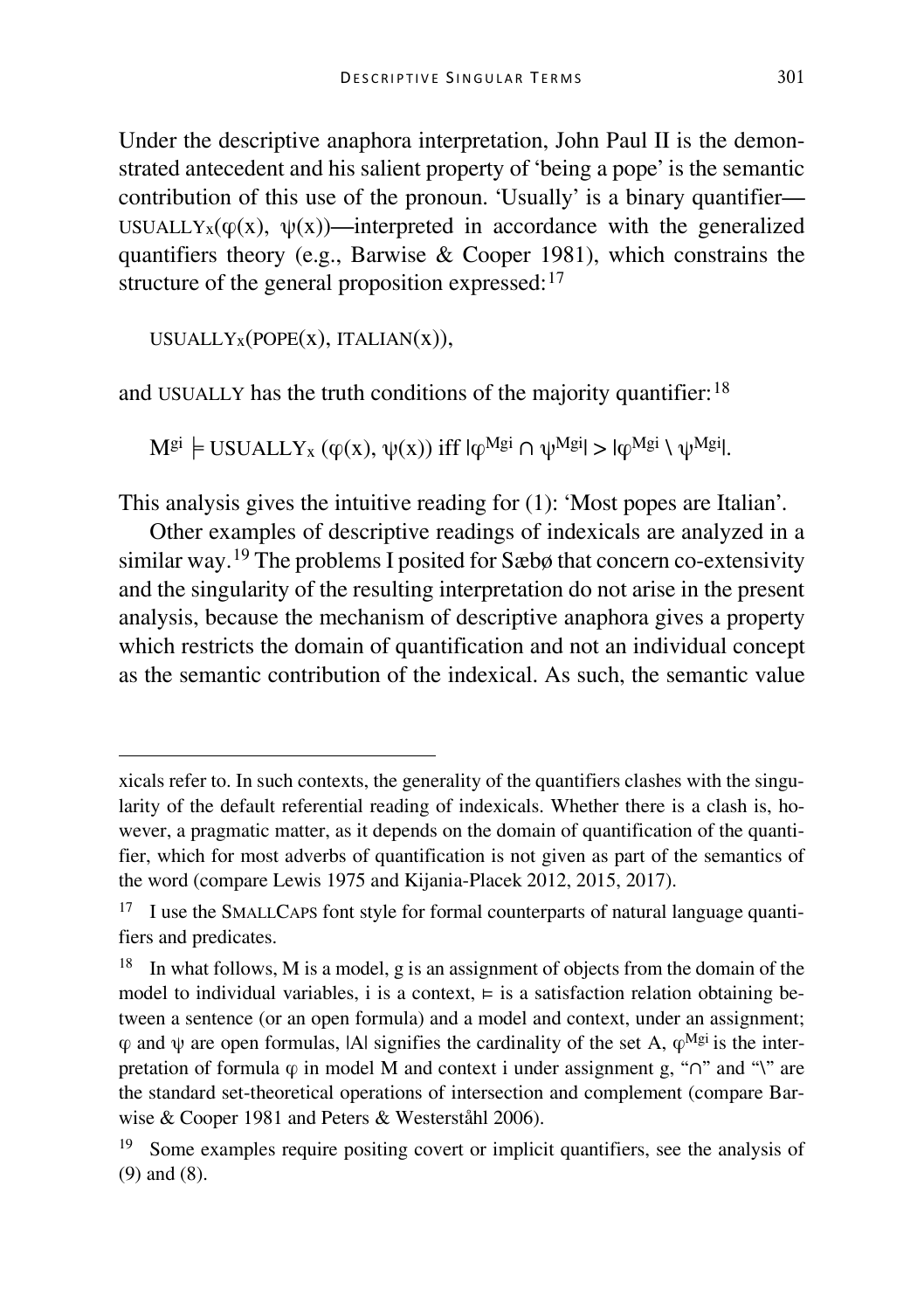Under the descriptive anaphora interpretation, John Paul II is the demonstrated antecedent and his salient property of 'being a pope' is the semantic contribution of this use of the pronoun. 'Usually' is a binary quantifier—$\text{USUALLY}_x(\varphi(x), \psi(x))$—interpreted in accordance with the generalized quantifiers theory (e.g., Barwise & Cooper 1981), which constrains the structure of the general proposition expressed:[17]

$$\text{USUALLY}_x(\text{POPE}(x), \text{ITALIAN}(x)),$$

and USUALLY has the truth conditions of the majority quantifier:[18]

$$M^{gi} \models \text{USUALLY}_x\,(\varphi(x), \psi(x)) \text{ iff } |\varphi^{Mgi} \cap \psi^{Mgi}| > |\varphi^{Mgi} \setminus \psi^{Mgi}|.$$

This analysis gives the intuitive reading for (1): 'Most popes are Italian'.

Other examples of descriptive readings of indexicals are analyzed in a similar way.[19] The problems I posited for Sæbø that concern co-extensivity and the singularity of the resulting interpretation do not arise in the present analysis, because the mechanism of descriptive anaphora gives a property which restricts the domain of quantification and not an individual concept as the semantic contribution of the indexical. As such, the semantic value

---

xicals refer to. In such contexts, the generality of the quantifiers clashes with the singularity of the default referential reading of indexicals. Whether there is a clash is, however, a pragmatic matter, as it depends on the domain of quantification of the quantifier, which for most adverbs of quantification is not given as part of the semantics of the word (compare Lewis 1975 and Kijania-Placek 2012, 2015, 2017).

[17] I use the SMALLCAPS font style for formal counterparts of natural language quantifiers and predicates.

[18] In what follows, M is a model, g is an assignment of objects from the domain of the model to individual variables, i is a context, $\models$ is a satisfaction relation obtaining between a sentence (or an open formula) and a model and context, under an assignment; $\varphi$ and $\psi$ are open formulas, $|A|$ signifies the cardinality of the set A, $\varphi^{Mgi}$ is the interpretation of formula $\varphi$ in model M and context i under assignment g, "$\cap$" and "$\setminus$" are the standard set-theoretical operations of intersection and complement (compare Barwise & Cooper 1981 and Peters & Westerståhl 2006).

[19] Some examples require positing covert or implicit quantifiers, see the analysis of (9) and (8).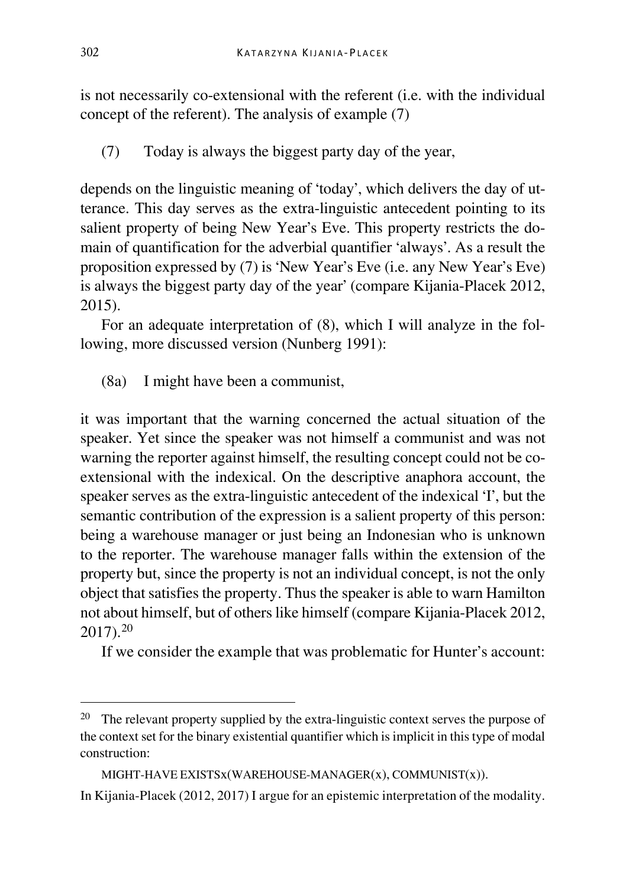is not necessarily co-extensional with the referent (i.e. with the individual concept of the referent). The analysis of example (7)

> (7) Today is always the biggest party day of the year,

depends on the linguistic meaning of 'today', which delivers the day of utterance. This day serves as the extra-linguistic antecedent pointing to its salient property of being New Year's Eve. This property restricts the domain of quantification for the adverbial quantifier 'always'. As a result the proposition expressed by (7) is 'New Year's Eve (i.e. any New Year's Eve) is always the biggest party day of the year' (compare Kijania-Placek 2012, 2015).

For an adequate interpretation of (8), which I will analyze in the following, more discussed version (Nunberg 1991):

> (8a) I might have been a communist,

it was important that the warning concerned the actual situation of the speaker. Yet since the speaker was not himself a communist and was not warning the reporter against himself, the resulting concept could not be co-extensional with the indexical. On the descriptive anaphora account, the speaker serves as the extra-linguistic antecedent of the indexical 'I', but the semantic contribution of the expression is a salient property of this person: being a warehouse manager or just being an Indonesian who is unknown to the reporter. The warehouse manager falls within the extension of the property but, since the property is not an individual concept, is not the only object that satisfies the property. Thus the speaker is able to warn Hamilton not about himself, but of others like himself (compare Kijania-Placek 2012, 2017).[20]

If we consider the example that was problematic for Hunter's account:

---

[20] The relevant property supplied by the extra-linguistic context serves the purpose of the context set for the binary existential quantifier which is implicit in this type of modal construction:

MIGHT-HAVE EXISTSx(WAREHOUSE-MANAGER(x), COMMUNIST(x)).

In Kijania-Placek (2012, 2017) I argue for an epistemic interpretation of the modality.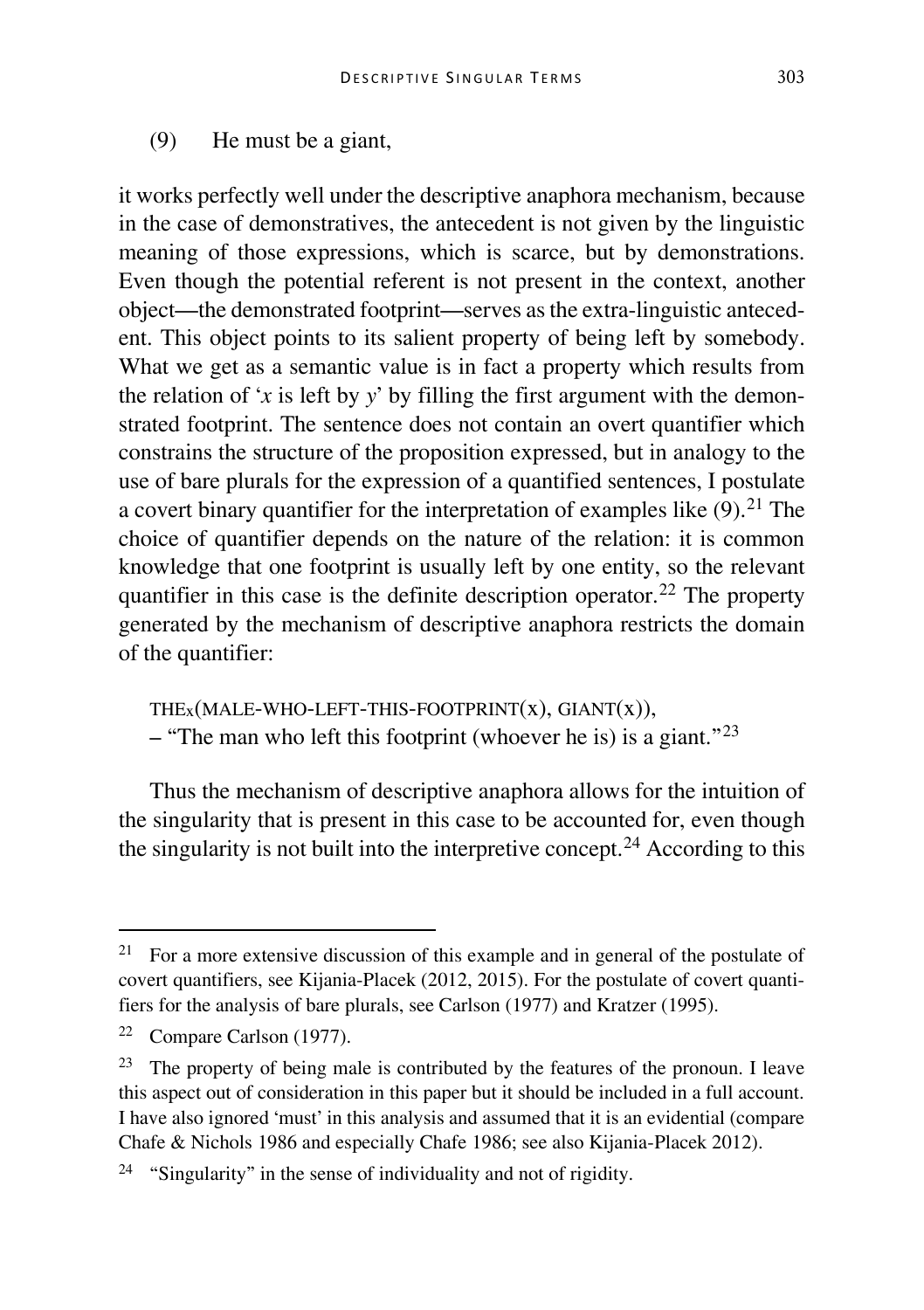(9) He must be a giant,

it works perfectly well under the descriptive anaphora mechanism, because in the case of demonstratives, the antecedent is not given by the linguistic meaning of those expressions, which is scarce, but by demonstrations. Even though the potential referent is not present in the context, another object—the demonstrated footprint—serves as the extra-linguistic antecedent. This object points to its salient property of being left by somebody. What we get as a semantic value is in fact a property which results from the relation of '*x* is left by *y*' by filling the first argument with the demonstrated footprint. The sentence does not contain an overt quantifier which constrains the structure of the proposition expressed, but in analogy to the use of bare plurals for the expression of a quantified sentences, I postulate a covert binary quantifier for the interpretation of examples like (9).[21] The choice of quantifier depends on the nature of the relation: it is common knowledge that one footprint is usually left by one entity, so the relevant quantifier in this case is the definite description operator.[22] The property generated by the mechanism of descriptive anaphora restricts the domain of the quantifier:

$\text{THE}_{x}$(MALE-WHO-LEFT-THIS-FOOTPRINT(x), GIANT(x)),
– "The man who left this footprint (whoever he is) is a giant."[23]

Thus the mechanism of descriptive anaphora allows for the intuition of the singularity that is present in this case to be accounted for, even though the singularity is not built into the interpretive concept.[24] According to this

---

[21] For a more extensive discussion of this example and in general of the postulate of covert quantifiers, see Kijania-Placek (2012, 2015). For the postulate of covert quantifiers for the analysis of bare plurals, see Carlson (1977) and Kratzer (1995).

[22] Compare Carlson (1977).

[23] The property of being male is contributed by the features of the pronoun. I leave this aspect out of consideration in this paper but it should be included in a full account. I have also ignored 'must' in this analysis and assumed that it is an evidential (compare Chafe & Nichols 1986 and especially Chafe 1986; see also Kijania-Placek 2012).

[24] "Singularity" in the sense of individuality and not of rigidity.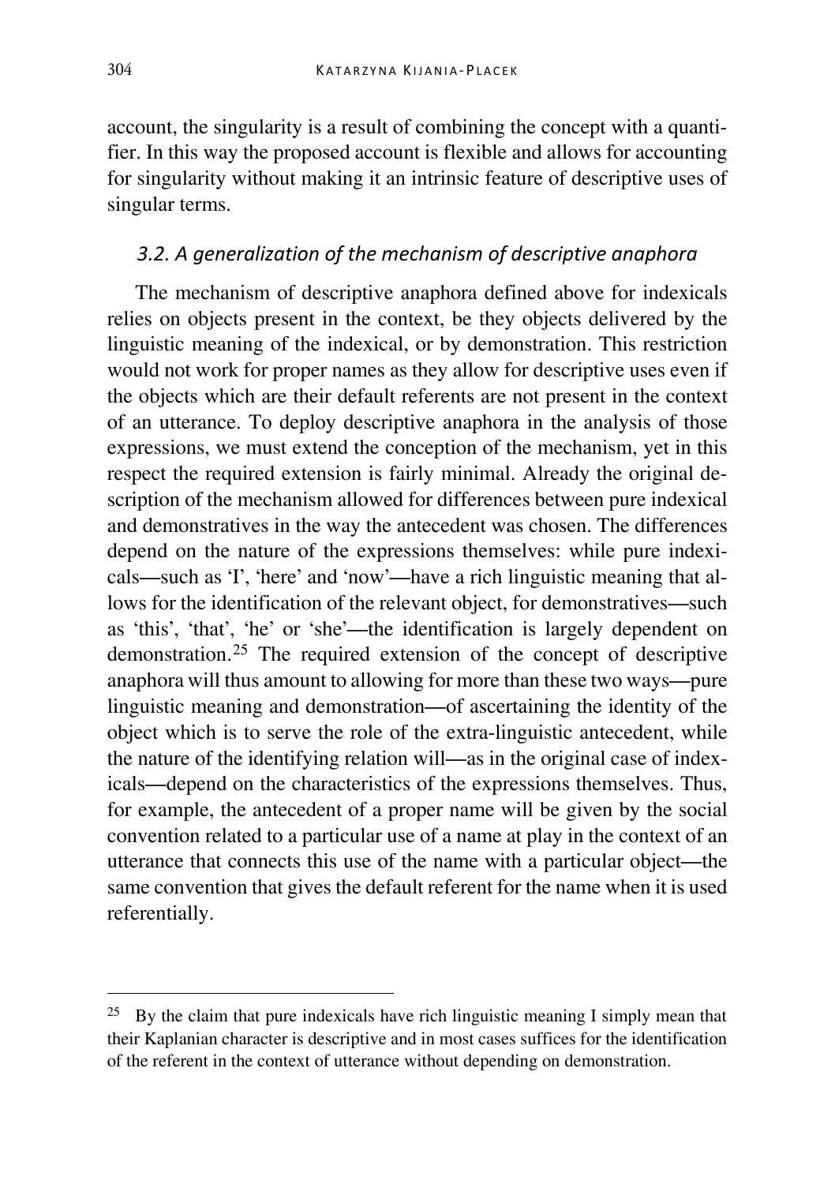account, the singularity is a result of combining the concept with a quantifier. In this way the proposed account is flexible and allows for accounting for singularity without making it an intrinsic feature of descriptive uses of singular terms.

### *3.2. A generalization of the mechanism of descriptive anaphora*

The mechanism of descriptive anaphora defined above for indexicals relies on objects present in the context, be they objects delivered by the linguistic meaning of the indexical, or by demonstration. This restriction would not work for proper names as they allow for descriptive uses even if the objects which are their default referents are not present in the context of an utterance. To deploy descriptive anaphora in the analysis of those expressions, we must extend the conception of the mechanism, yet in this respect the required extension is fairly minimal. Already the original description of the mechanism allowed for differences between pure indexical and demonstratives in the way the antecedent was chosen. The differences depend on the nature of the expressions themselves: while pure indexicals—such as 'I', 'here' and 'now'—have a rich linguistic meaning that allows for the identification of the relevant object, for demonstratives—such as 'this', 'that', 'he' or 'she'—the identification is largely dependent on demonstration.[25] The required extension of the concept of descriptive anaphora will thus amount to allowing for more than these two ways—pure linguistic meaning and demonstration—of ascertaining the identity of the object which is to serve the role of the extra-linguistic antecedent, while the nature of the identifying relation will—as in the original case of indexicals—depend on the characteristics of the expressions themselves. Thus, for example, the antecedent of a proper name will be given by the social convention related to a particular use of a name at play in the context of an utterance that connects this use of the name with a particular object—the same convention that gives the default referent for the name when it is used referentially.

---

[25] By the claim that pure indexicals have rich linguistic meaning I simply mean that their Kaplanian character is descriptive and in most cases suffices for the identification of the referent in the context of utterance without depending on demonstration.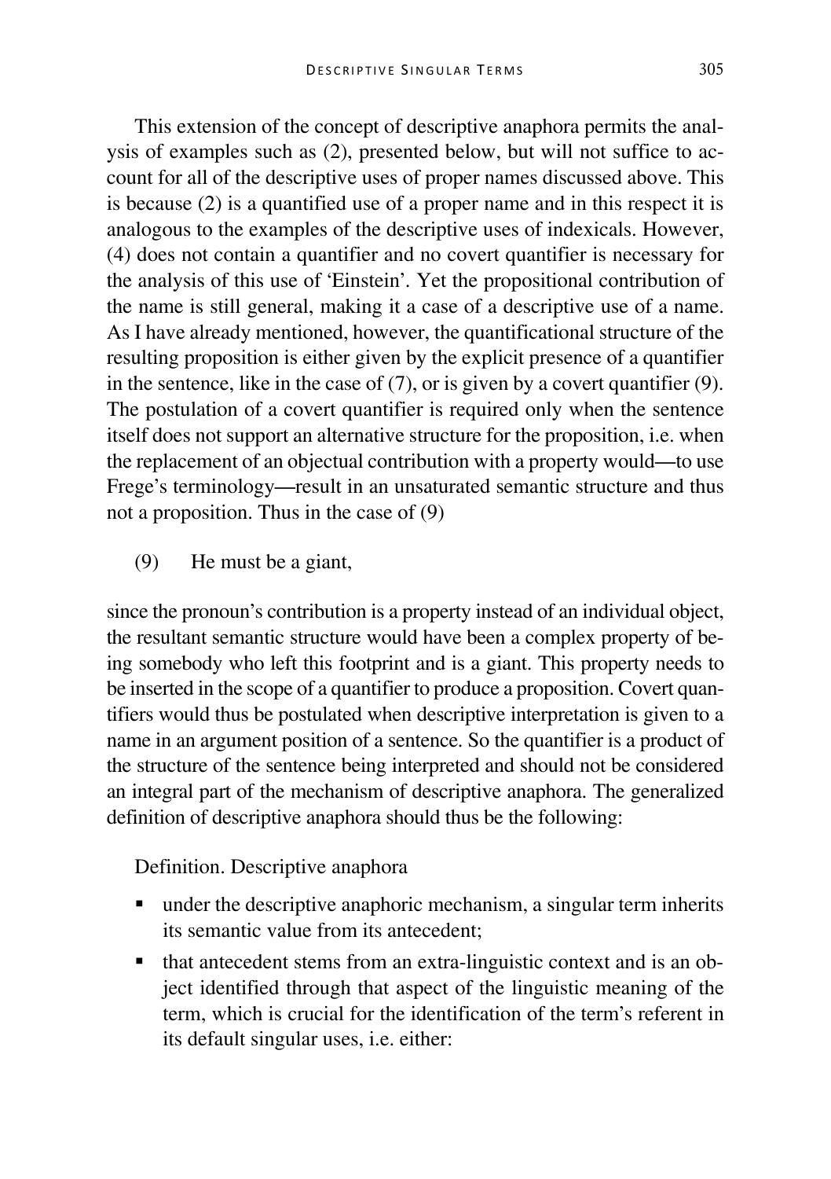This extension of the concept of descriptive anaphora permits the analysis of examples such as (2), presented below, but will not suffice to account for all of the descriptive uses of proper names discussed above. This is because (2) is a quantified use of a proper name and in this respect it is analogous to the examples of the descriptive uses of indexicals. However, (4) does not contain a quantifier and no covert quantifier is necessary for the analysis of this use of 'Einstein'. Yet the propositional contribution of the name is still general, making it a case of a descriptive use of a name. As I have already mentioned, however, the quantificational structure of the resulting proposition is either given by the explicit presence of a quantifier in the sentence, like in the case of (7), or is given by a covert quantifier (9). The postulation of a covert quantifier is required only when the sentence itself does not support an alternative structure for the proposition, i.e. when the replacement of an objectual contribution with a property would—to use Frege's terminology—result in an unsaturated semantic structure and thus not a proposition. Thus in the case of (9)

(9) He must be a giant,

since the pronoun's contribution is a property instead of an individual object, the resultant semantic structure would have been a complex property of being somebody who left this footprint and is a giant. This property needs to be inserted in the scope of a quantifier to produce a proposition. Covert quantifiers would thus be postulated when descriptive interpretation is given to a name in an argument position of a sentence. So the quantifier is a product of the structure of the sentence being interpreted and should not be considered an integral part of the mechanism of descriptive anaphora. The generalized definition of descriptive anaphora should thus be the following:

Definition. Descriptive anaphora

- under the descriptive anaphoric mechanism, a singular term inherits its semantic value from its antecedent;
- that antecedent stems from an extra-linguistic context and is an object identified through that aspect of the linguistic meaning of the term, which is crucial for the identification of the term's referent in its default singular uses, i.e. either: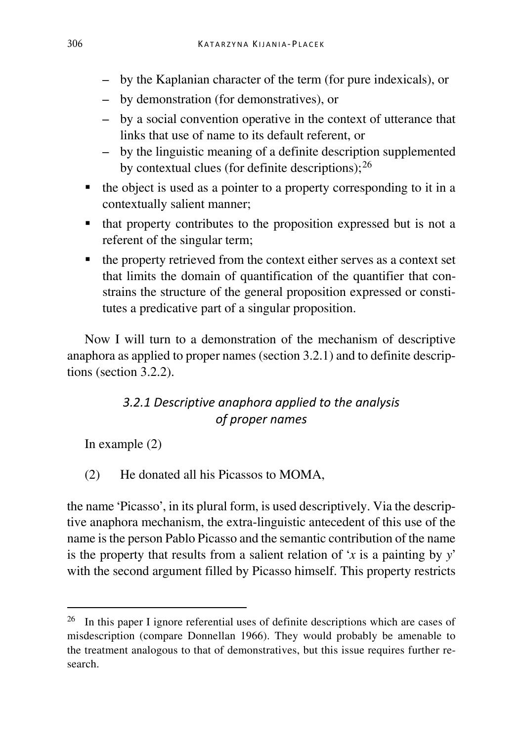- by the Kaplanian character of the term (for pure indexicals), or
  - by demonstration (for demonstratives), or
  - by a social convention operative in the context of utterance that links that use of name to its default referent, or
  - by the linguistic meaning of a definite description supplemented by contextual clues (for definite descriptions);[26]
- the object is used as a pointer to a property corresponding to it in a contextually salient manner;
- that property contributes to the proposition expressed but is not a referent of the singular term;
- the property retrieved from the context either serves as a context set that limits the domain of quantification of the quantifier that constrains the structure of the general proposition expressed or constitutes a predicative part of a singular proposition.

Now I will turn to a demonstration of the mechanism of descriptive anaphora as applied to proper names (section 3.2.1) and to definite descriptions (section 3.2.2).

### *3.2.1 Descriptive anaphora applied to the analysis of proper names*

In example (2)

(2) He donated all his Picassos to MOMA,

the name 'Picasso', in its plural form, is used descriptively. Via the descriptive anaphora mechanism, the extra-linguistic antecedent of this use of the name is the person Pablo Picasso and the semantic contribution of the name is the property that results from a salient relation of '*x* is a painting by *y*' with the second argument filled by Picasso himself. This property restricts

---

[26] In this paper I ignore referential uses of definite descriptions which are cases of misdescription (compare Donnellan 1966). They would probably be amenable to the treatment analogous to that of demonstratives, but this issue requires further research.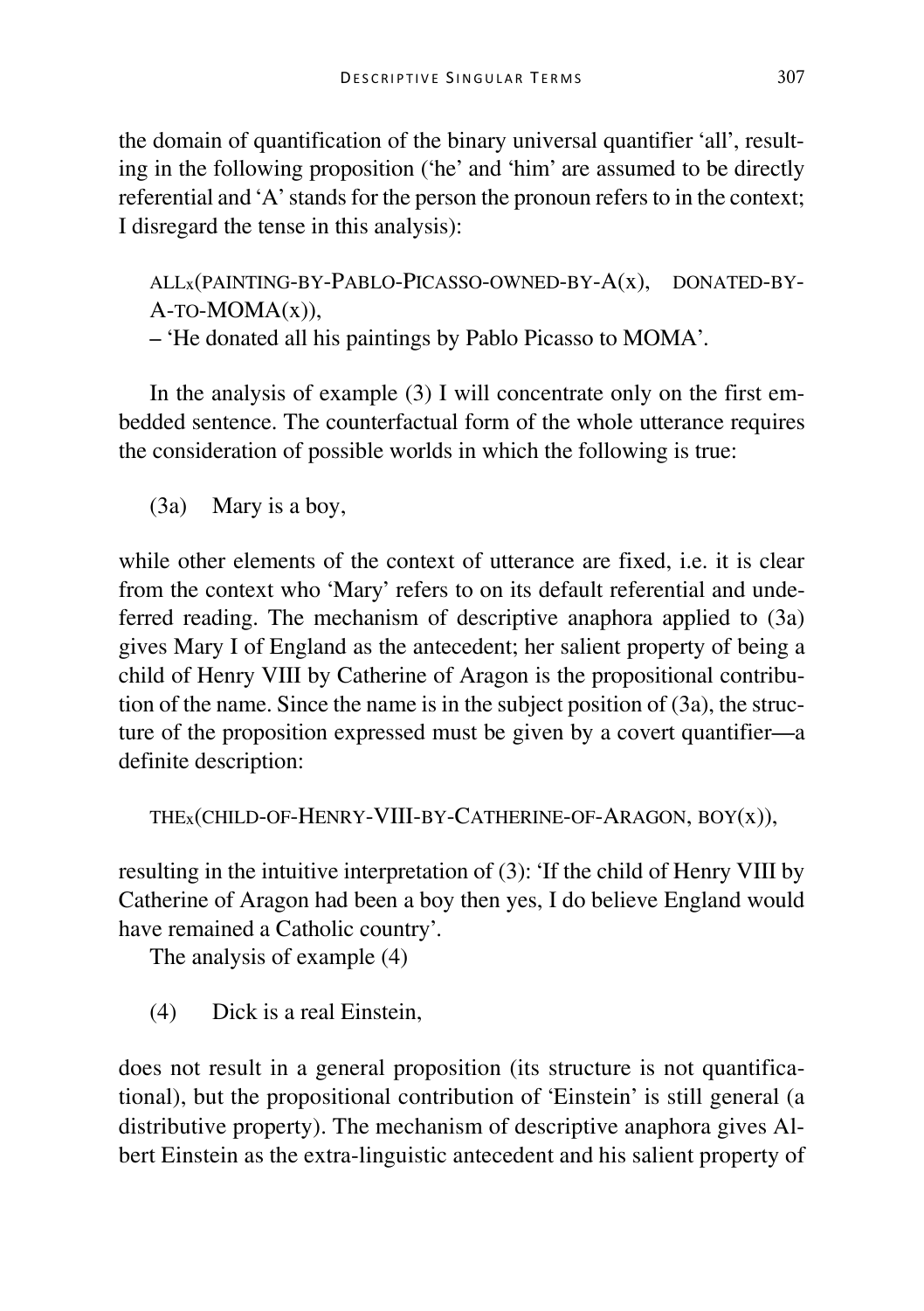the domain of quantification of the binary universal quantifier 'all', resulting in the following proposition ('he' and 'him' are assumed to be directly referential and 'A' stands for the person the pronoun refers to in the context; I disregard the tense in this analysis):

ALL$_x$(PAINTING-BY-PABLO-PICASSO-OWNED-BY-A(x), DONATED-BY-A-TO-MOMA(x)),
– 'He donated all his paintings by Pablo Picasso to MOMA'.

In the analysis of example (3) I will concentrate only on the first embedded sentence. The counterfactual form of the whole utterance requires the consideration of possible worlds in which the following is true:

(3a) Mary is a boy,

while other elements of the context of utterance are fixed, i.e. it is clear from the context who 'Mary' refers to on its default referential and undeferred reading. The mechanism of descriptive anaphora applied to (3a) gives Mary I of England as the antecedent; her salient property of being a child of Henry VIII by Catherine of Aragon is the propositional contribution of the name. Since the name is in the subject position of (3a), the structure of the proposition expressed must be given by a covert quantifier—a definite description:

THE$_x$(CHILD-OF-HENRY-VIII-BY-CATHERINE-OF-ARAGON, BOY(x)),

resulting in the intuitive interpretation of (3): 'If the child of Henry VIII by Catherine of Aragon had been a boy then yes, I do believe England would have remained a Catholic country'.

The analysis of example (4)

(4) Dick is a real Einstein,

does not result in a general proposition (its structure is not quantificational), but the propositional contribution of 'Einstein' is still general (a distributive property). The mechanism of descriptive anaphora gives Albert Einstein as the extra-linguistic antecedent and his salient property of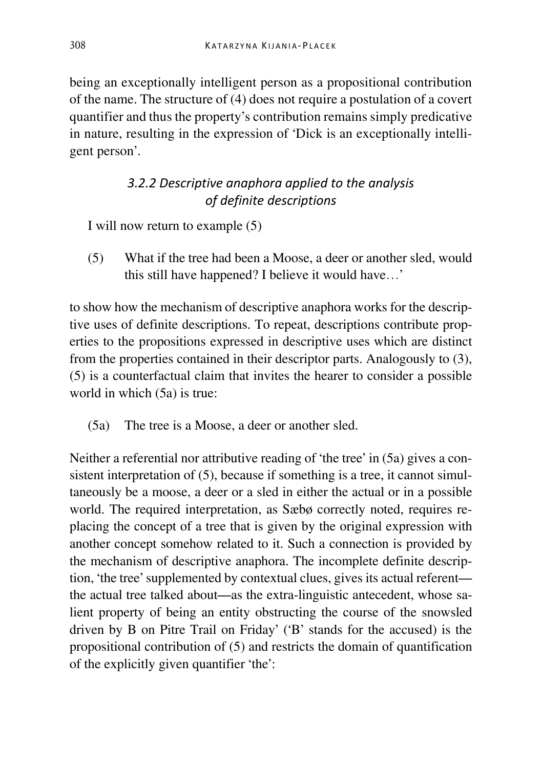being an exceptionally intelligent person as a propositional contribution of the name. The structure of (4) does not require a postulation of a covert quantifier and thus the property's contribution remains simply predicative in nature, resulting in the expression of 'Dick is an exceptionally intelligent person'.

### *3.2.2 Descriptive anaphora applied to the analysis of definite descriptions*

I will now return to example (5)

(5) What if the tree had been a Moose, a deer or another sled, would this still have happened? I believe it would have…'

to show how the mechanism of descriptive anaphora works for the descriptive uses of definite descriptions. To repeat, descriptions contribute properties to the propositions expressed in descriptive uses which are distinct from the properties contained in their descriptor parts. Analogously to (3), (5) is a counterfactual claim that invites the hearer to consider a possible world in which (5a) is true:

(5a) The tree is a Moose, a deer or another sled.

Neither a referential nor attributive reading of 'the tree' in (5a) gives a consistent interpretation of (5), because if something is a tree, it cannot simultaneously be a moose, a deer or a sled in either the actual or in a possible world. The required interpretation, as Sæbø correctly noted, requires replacing the concept of a tree that is given by the original expression with another concept somehow related to it. Such a connection is provided by the mechanism of descriptive anaphora. The incomplete definite description, 'the tree' supplemented by contextual clues, gives its actual referent—the actual tree talked about—as the extra-linguistic antecedent, whose salient property of being an entity obstructing the course of the snowsled driven by B on Pitre Trail on Friday' ('B' stands for the accused) is the propositional contribution of (5) and restricts the domain of quantification of the explicitly given quantifier 'the':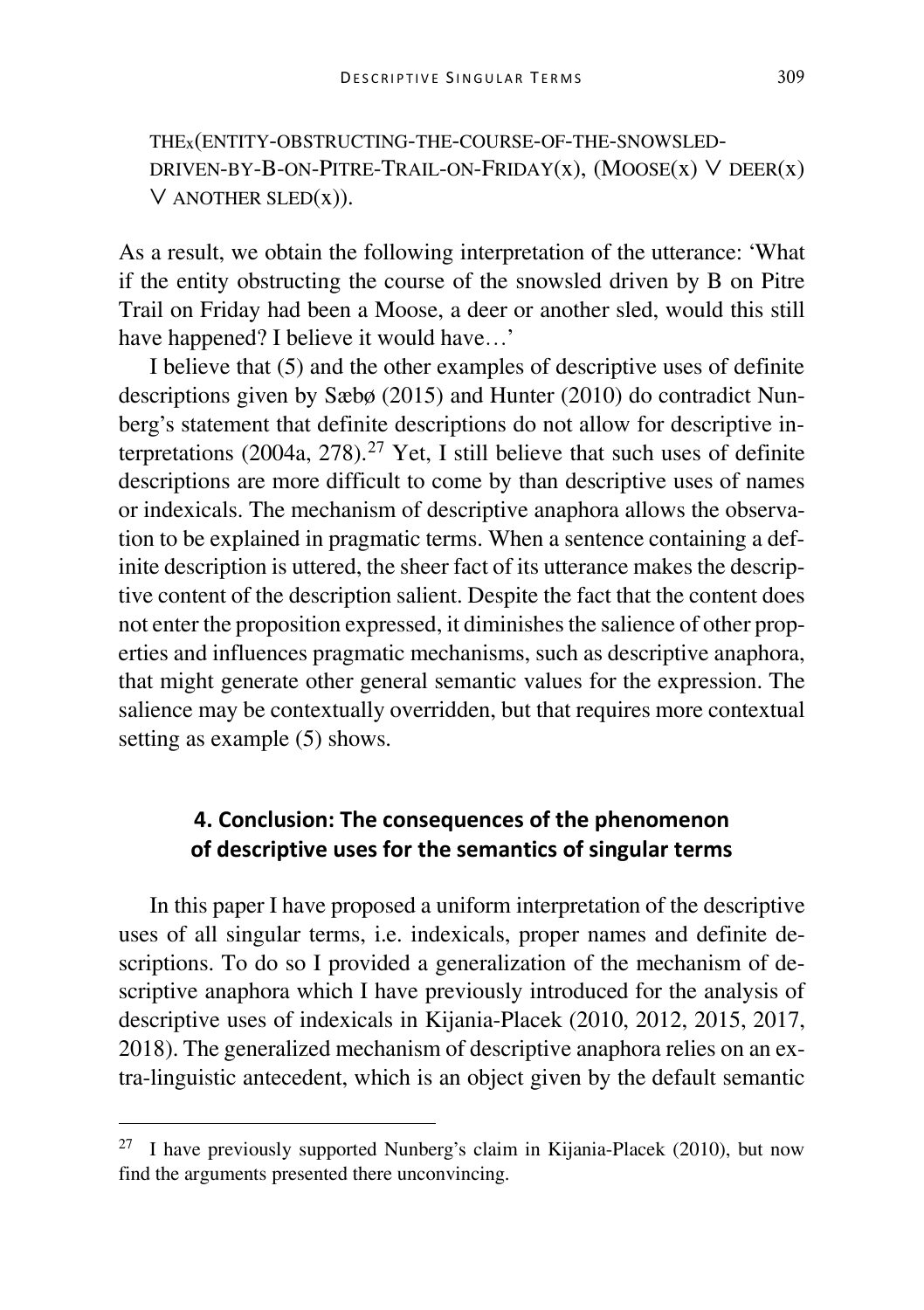THE$_x$(ENTITY-OBSTRUCTING-THE-COURSE-OF-THE-SNOWSLED-DRIVEN-BY-B-ON-PITRE-TRAIL-ON-FRIDAY(x), (MOOSE(x) ∨ DEER(x) ∨ ANOTHER SLED(x)).

As a result, we obtain the following interpretation of the utterance: 'What if the entity obstructing the course of the snowsled driven by B on Pitre Trail on Friday had been a Moose, a deer or another sled, would this still have happened? I believe it would have…'

I believe that (5) and the other examples of descriptive uses of definite descriptions given by Sæbø (2015) and Hunter (2010) do contradict Nunberg's statement that definite descriptions do not allow for descriptive interpretations (2004a, 278).[27] Yet, I still believe that such uses of definite descriptions are more difficult to come by than descriptive uses of names or indexicals. The mechanism of descriptive anaphora allows the observation to be explained in pragmatic terms. When a sentence containing a definite description is uttered, the sheer fact of its utterance makes the descriptive content of the description salient. Despite the fact that the content does not enter the proposition expressed, it diminishes the salience of other properties and influences pragmatic mechanisms, such as descriptive anaphora, that might generate other general semantic values for the expression. The salience may be contextually overridden, but that requires more contextual setting as example (5) shows.

## 4. Conclusion: The consequences of the phenomenon of descriptive uses for the semantics of singular terms

In this paper I have proposed a uniform interpretation of the descriptive uses of all singular terms, i.e. indexicals, proper names and definite descriptions. To do so I provided a generalization of the mechanism of descriptive anaphora which I have previously introduced for the analysis of descriptive uses of indexicals in Kijania-Placek (2010, 2012, 2015, 2017, 2018). The generalized mechanism of descriptive anaphora relies on an extra-linguistic antecedent, which is an object given by the default semantic

---

[27] I have previously supported Nunberg's claim in Kijania-Placek (2010), but now find the arguments presented there unconvincing.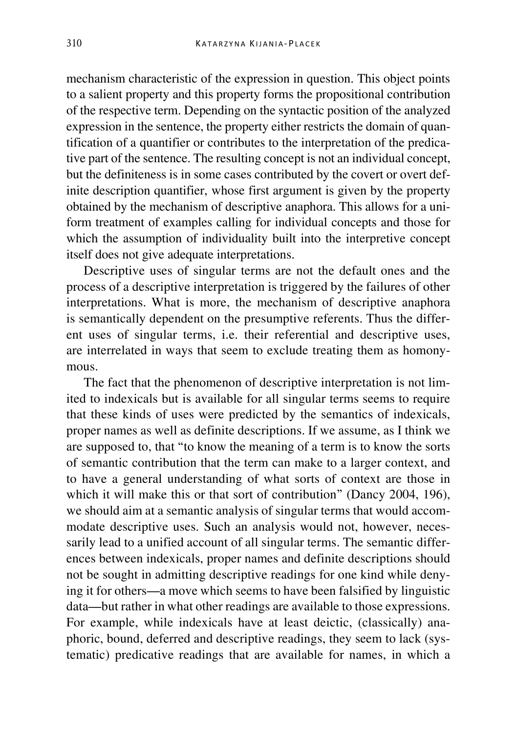mechanism characteristic of the expression in question. This object points to a salient property and this property forms the propositional contribution of the respective term. Depending on the syntactic position of the analyzed expression in the sentence, the property either restricts the domain of quantification of a quantifier or contributes to the interpretation of the predicative part of the sentence. The resulting concept is not an individual concept, but the definiteness is in some cases contributed by the covert or overt definite description quantifier, whose first argument is given by the property obtained by the mechanism of descriptive anaphora. This allows for a uniform treatment of examples calling for individual concepts and those for which the assumption of individuality built into the interpretive concept itself does not give adequate interpretations.

Descriptive uses of singular terms are not the default ones and the process of a descriptive interpretation is triggered by the failures of other interpretations. What is more, the mechanism of descriptive anaphora is semantically dependent on the presumptive referents. Thus the different uses of singular terms, i.e. their referential and descriptive uses, are interrelated in ways that seem to exclude treating them as homonymous.

The fact that the phenomenon of descriptive interpretation is not limited to indexicals but is available for all singular terms seems to require that these kinds of uses were predicted by the semantics of indexicals, proper names as well as definite descriptions. If we assume, as I think we are supposed to, that "to know the meaning of a term is to know the sorts of semantic contribution that the term can make to a larger context, and to have a general understanding of what sorts of context are those in which it will make this or that sort of contribution" (Dancy 2004, 196), we should aim at a semantic analysis of singular terms that would accommodate descriptive uses. Such an analysis would not, however, necessarily lead to a unified account of all singular terms. The semantic differences between indexicals, proper names and definite descriptions should not be sought in admitting descriptive readings for one kind while denying it for others—a move which seems to have been falsified by linguistic data—but rather in what other readings are available to those expressions. For example, while indexicals have at least deictic, (classically) anaphoric, bound, deferred and descriptive readings, they seem to lack (systematic) predicative readings that are available for names, in which a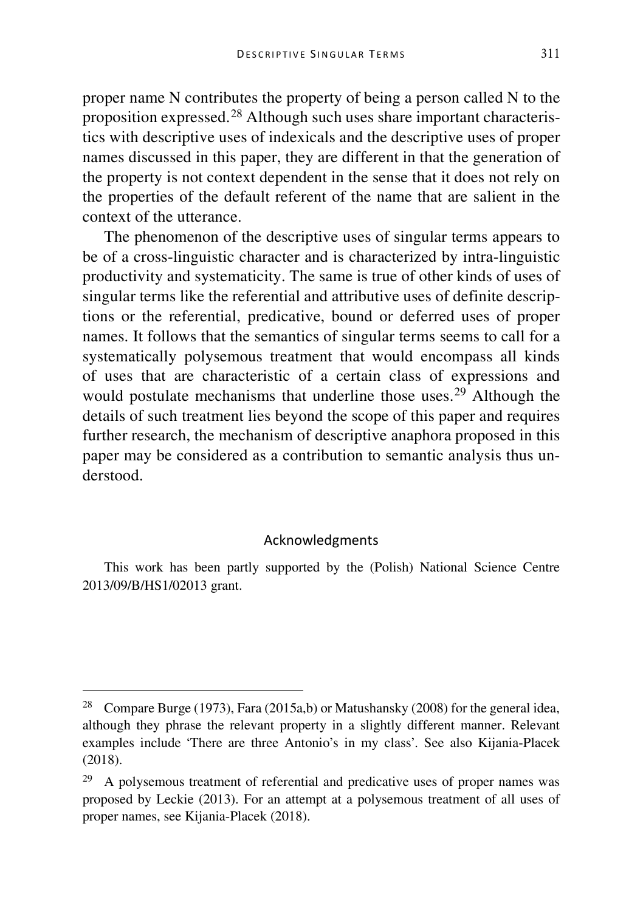proper name N contributes the property of being a person called N to the proposition expressed.[28] Although such uses share important characteristics with descriptive uses of indexicals and the descriptive uses of proper names discussed in this paper, they are different in that the generation of the property is not context dependent in the sense that it does not rely on the properties of the default referent of the name that are salient in the context of the utterance.

The phenomenon of the descriptive uses of singular terms appears to be of a cross-linguistic character and is characterized by intra-linguistic productivity and systematicity. The same is true of other kinds of uses of singular terms like the referential and attributive uses of definite descriptions or the referential, predicative, bound or deferred uses of proper names. It follows that the semantics of singular terms seems to call for a systematically polysemous treatment that would encompass all kinds of uses that are characteristic of a certain class of expressions and would postulate mechanisms that underline those uses.[29] Although the details of such treatment lies beyond the scope of this paper and requires further research, the mechanism of descriptive anaphora proposed in this paper may be considered as a contribution to semantic analysis thus understood.

## Acknowledgments

This work has been partly supported by the (Polish) National Science Centre 2013/09/B/HS1/02013 grant.

---

[28] Compare Burge (1973), Fara (2015a,b) or Matushansky (2008) for the general idea, although they phrase the relevant property in a slightly different manner. Relevant examples include 'There are three Antonio's in my class'. See also Kijania-Placek (2018).

[29] A polysemous treatment of referential and predicative uses of proper names was proposed by Leckie (2013). For an attempt at a polysemous treatment of all uses of proper names, see Kijania-Placek (2018).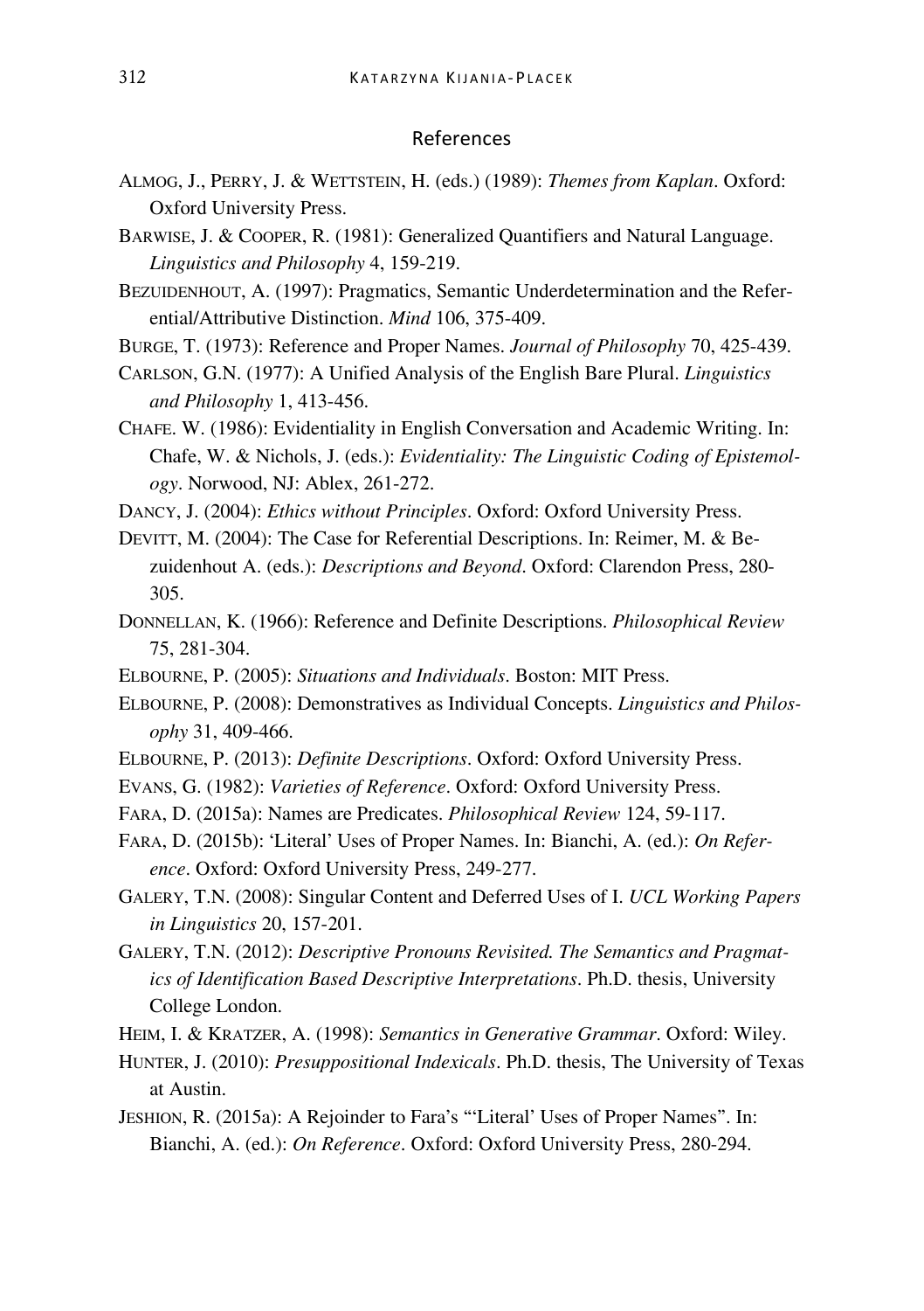## References

ALMOG, J., PERRY, J. & WETTSTEIN, H. (eds.) (1989): *Themes from Kaplan*. Oxford: Oxford University Press.

BARWISE, J. & COOPER, R. (1981): Generalized Quantifiers and Natural Language. *Linguistics and Philosophy* 4, 159-219.

BEZUIDENHOUT, A. (1997): Pragmatics, Semantic Underdetermination and the Referential/Attributive Distinction. *Mind* 106, 375-409.

BURGE, T. (1973): Reference and Proper Names. *Journal of Philosophy* 70, 425-439.

CARLSON, G.N. (1977): A Unified Analysis of the English Bare Plural. *Linguistics and Philosophy* 1, 413-456.

CHAFE. W. (1986): Evidentiality in English Conversation and Academic Writing. In: Chafe, W. & Nichols, J. (eds.): *Evidentiality: The Linguistic Coding of Epistemology*. Norwood, NJ: Ablex, 261-272.

DANCY, J. (2004): *Ethics without Principles*. Oxford: Oxford University Press.

DEVITT, M. (2004): The Case for Referential Descriptions. In: Reimer, M. & Bezuidenhout A. (eds.): *Descriptions and Beyond*. Oxford: Clarendon Press, 280-305.

DONNELLAN, K. (1966): Reference and Definite Descriptions. *Philosophical Review* 75, 281-304.

ELBOURNE, P. (2005): *Situations and Individuals*. Boston: MIT Press.

ELBOURNE, P. (2008): Demonstratives as Individual Concepts. *Linguistics and Philosophy* 31, 409-466.

ELBOURNE, P. (2013): *Definite Descriptions*. Oxford: Oxford University Press.

EVANS, G. (1982): *Varieties of Reference*. Oxford: Oxford University Press.

FARA, D. (2015a): Names are Predicates. *Philosophical Review* 124, 59-117.

FARA, D. (2015b): 'Literal' Uses of Proper Names. In: Bianchi, A. (ed.): *On Reference*. Oxford: Oxford University Press, 249-277.

GALERY, T.N. (2008): Singular Content and Deferred Uses of I. *UCL Working Papers in Linguistics* 20, 157-201.

GALERY, T.N. (2012): *Descriptive Pronouns Revisited. The Semantics and Pragmatics of Identification Based Descriptive Interpretations*. Ph.D. thesis, University College London.

HEIM, I. & KRATZER, A. (1998): *Semantics in Generative Grammar*. Oxford: Wiley.

HUNTER, J. (2010): *Presuppositional Indexicals*. Ph.D. thesis, The University of Texas at Austin.

JESHION, R. (2015a): A Rejoinder to Fara's "'Literal' Uses of Proper Names". In: Bianchi, A. (ed.): *On Reference*. Oxford: Oxford University Press, 280-294.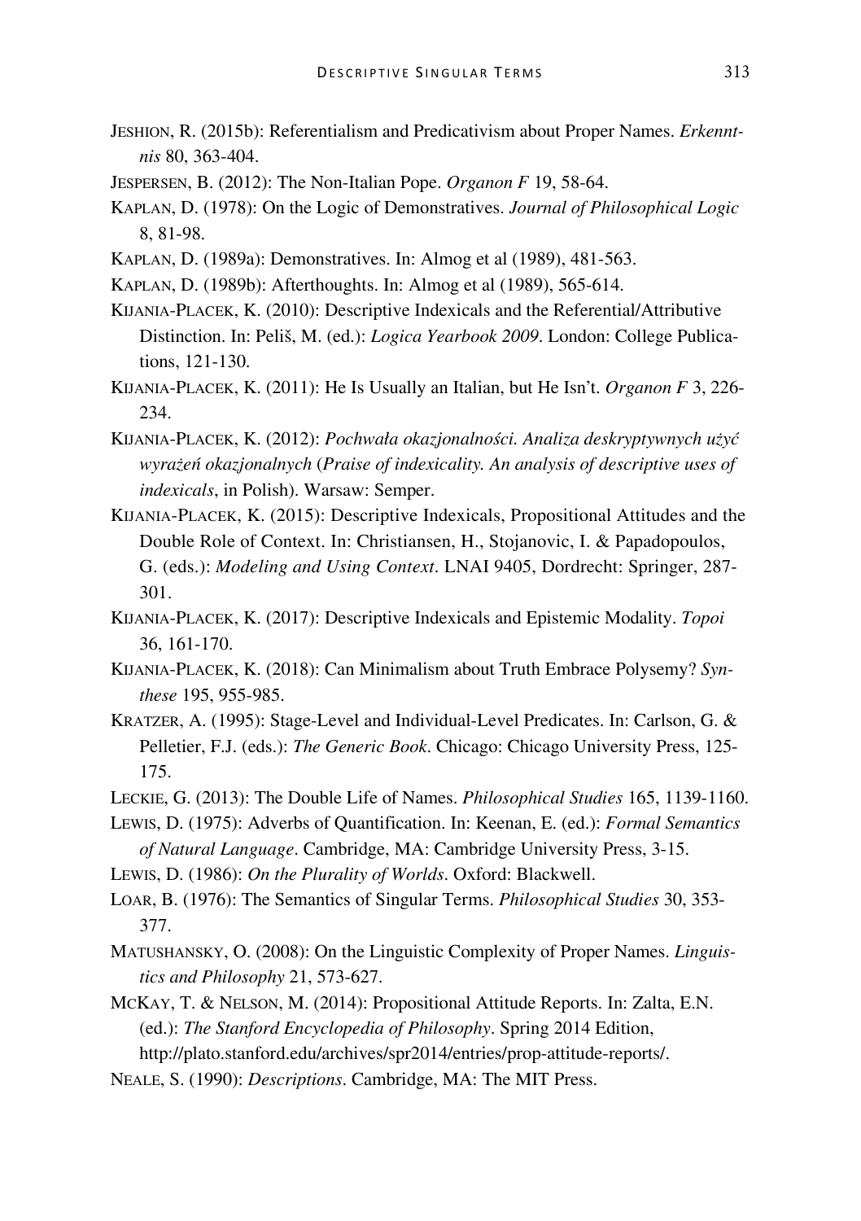JESHION, R. (2015b): Referentialism and Predicativism about Proper Names. *Erkenntnis* 80, 363-404.

JESPERSEN, B. (2012): The Non-Italian Pope. *Organon F* 19, 58-64.

KAPLAN, D. (1978): On the Logic of Demonstratives. *Journal of Philosophical Logic* 8, 81-98.

KAPLAN, D. (1989a): Demonstratives. In: Almog et al (1989), 481-563.

KAPLAN, D. (1989b): Afterthoughts. In: Almog et al (1989), 565-614.

KIJANIA-PLACEK, K. (2010): Descriptive Indexicals and the Referential/Attributive Distinction. In: Peliš, M. (ed.): *Logica Yearbook 2009*. London: College Publications, 121-130.

KIJANIA-PLACEK, K. (2011): He Is Usually an Italian, but He Isn't. *Organon F* 3, 226-234.

KIJANIA-PLACEK, K. (2012): *Pochwała okazjonalności. Analiza deskryptywnych użyć wyrażeń okazjonalnych* (*Praise of indexicality. An analysis of descriptive uses of indexicals*, in Polish). Warsaw: Semper.

KIJANIA-PLACEK, K. (2015): Descriptive Indexicals, Propositional Attitudes and the Double Role of Context. In: Christiansen, H., Stojanovic, I. & Papadopoulos, G. (eds.): *Modeling and Using Context*. LNAI 9405, Dordrecht: Springer, 287-301.

KIJANIA-PLACEK, K. (2017): Descriptive Indexicals and Epistemic Modality. *Topoi* 36, 161-170.

KIJANIA-PLACEK, K. (2018): Can Minimalism about Truth Embrace Polysemy? *Synthese* 195, 955-985.

KRATZER, A. (1995): Stage-Level and Individual-Level Predicates. In: Carlson, G. & Pelletier, F.J. (eds.): *The Generic Book*. Chicago: Chicago University Press, 125-175.

LECKIE, G. (2013): The Double Life of Names. *Philosophical Studies* 165, 1139-1160.

LEWIS, D. (1975): Adverbs of Quantification. In: Keenan, E. (ed.): *Formal Semantics of Natural Language*. Cambridge, MA: Cambridge University Press, 3-15.

LEWIS, D. (1986): *On the Plurality of Worlds*. Oxford: Blackwell.

LOAR, B. (1976): The Semantics of Singular Terms. *Philosophical Studies* 30, 353-377.

MATUSHANSKY, O. (2008): On the Linguistic Complexity of Proper Names. *Linguistics and Philosophy* 21, 573-627.

MCKAY, T. & NELSON, M. (2014): Propositional Attitude Reports. In: Zalta, E.N. (ed.): *The Stanford Encyclopedia of Philosophy*. Spring 2014 Edition, http://plato.stanford.edu/archives/spr2014/entries/prop-attitude-reports/.

NEALE, S. (1990): *Descriptions*. Cambridge, MA: The MIT Press.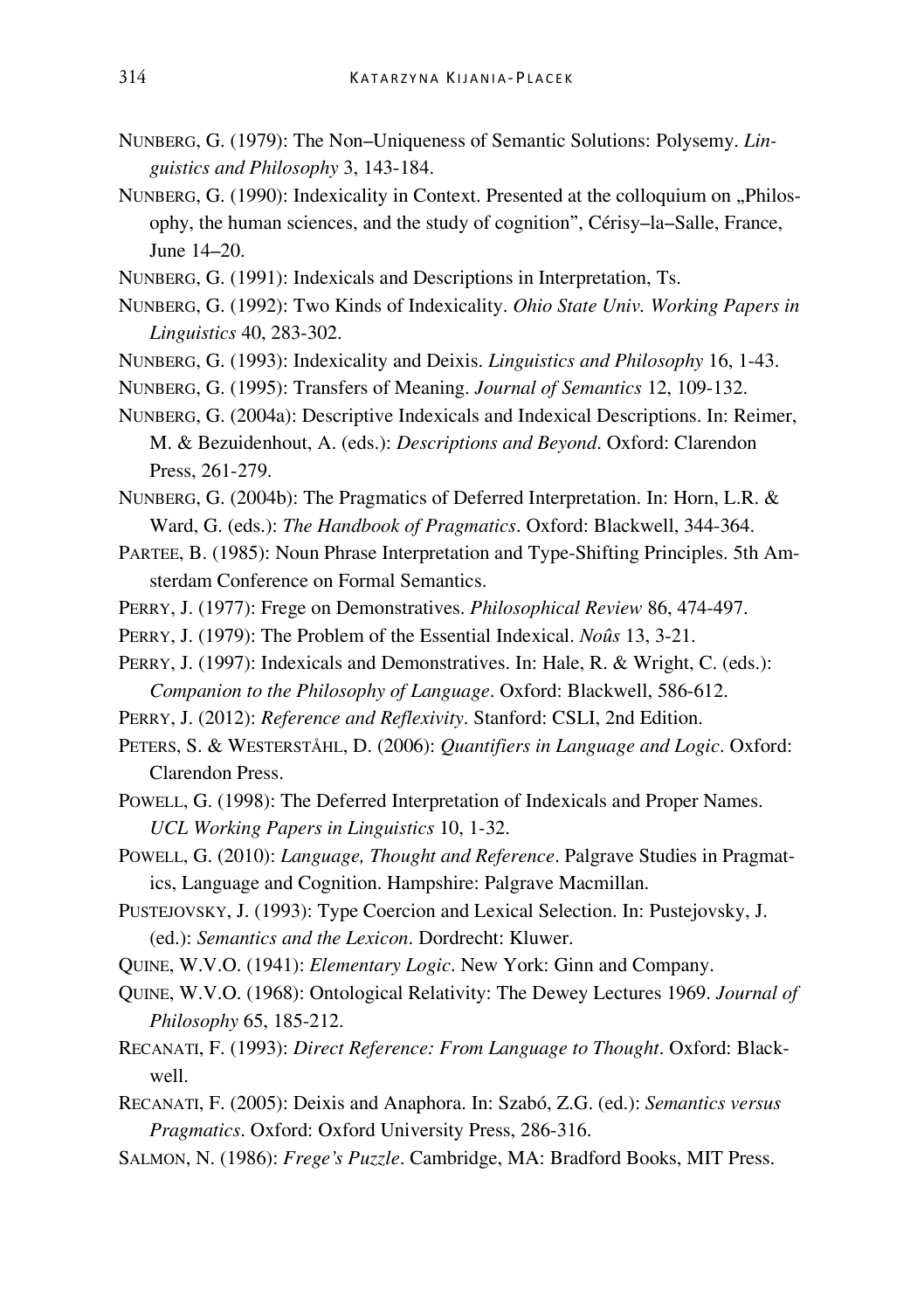NUNBERG, G. (1979): The Non–Uniqueness of Semantic Solutions: Polysemy. *Linguistics and Philosophy* 3, 143-184.

NUNBERG, G. (1990): Indexicality in Context. Presented at the colloquium on „Philosophy, the human sciences, and the study of cognition", Cérisy–la–Salle, France, June 14–20.

NUNBERG, G. (1991): Indexicals and Descriptions in Interpretation, Ts.

NUNBERG, G. (1992): Two Kinds of Indexicality. *Ohio State Univ. Working Papers in Linguistics* 40, 283-302.

NUNBERG, G. (1993): Indexicality and Deixis. *Linguistics and Philosophy* 16, 1-43.

NUNBERG, G. (1995): Transfers of Meaning. *Journal of Semantics* 12, 109-132.

NUNBERG, G. (2004a): Descriptive Indexicals and Indexical Descriptions. In: Reimer, M. & Bezuidenhout, A. (eds.): *Descriptions and Beyond*. Oxford: Clarendon Press, 261-279.

NUNBERG, G. (2004b): The Pragmatics of Deferred Interpretation. In: Horn, L.R. & Ward, G. (eds.): *The Handbook of Pragmatics*. Oxford: Blackwell, 344-364.

PARTEE, B. (1985): Noun Phrase Interpretation and Type-Shifting Principles. 5th Amsterdam Conference on Formal Semantics.

PERRY, J. (1977): Frege on Demonstratives. *Philosophical Review* 86, 474-497.

PERRY, J. (1979): The Problem of the Essential Indexical. *Noûs* 13, 3-21.

PERRY, J. (1997): Indexicals and Demonstratives. In: Hale, R. & Wright, C. (eds.): *Companion to the Philosophy of Language*. Oxford: Blackwell, 586-612.

PERRY, J. (2012): *Reference and Reflexivity*. Stanford: CSLI, 2nd Edition.

PETERS, S. & WESTERSTÅHL, D. (2006): *Quantifiers in Language and Logic*. Oxford: Clarendon Press.

POWELL, G. (1998): The Deferred Interpretation of Indexicals and Proper Names. *UCL Working Papers in Linguistics* 10, 1-32.

POWELL, G. (2010): *Language, Thought and Reference*. Palgrave Studies in Pragmatics, Language and Cognition. Hampshire: Palgrave Macmillan.

PUSTEJOVSKY, J. (1993): Type Coercion and Lexical Selection. In: Pustejovsky, J. (ed.): *Semantics and the Lexicon*. Dordrecht: Kluwer.

QUINE, W.V.O. (1941): *Elementary Logic*. New York: Ginn and Company.

QUINE, W.V.O. (1968): Ontological Relativity: The Dewey Lectures 1969. *Journal of Philosophy* 65, 185-212.

RECANATI, F. (1993): *Direct Reference: From Language to Thought*. Oxford: Blackwell.

RECANATI, F. (2005): Deixis and Anaphora. In: Szabó, Z.G. (ed.): *Semantics versus Pragmatics*. Oxford: Oxford University Press, 286-316.

SALMON, N. (1986): *Frege's Puzzle*. Cambridge, MA: Bradford Books, MIT Press.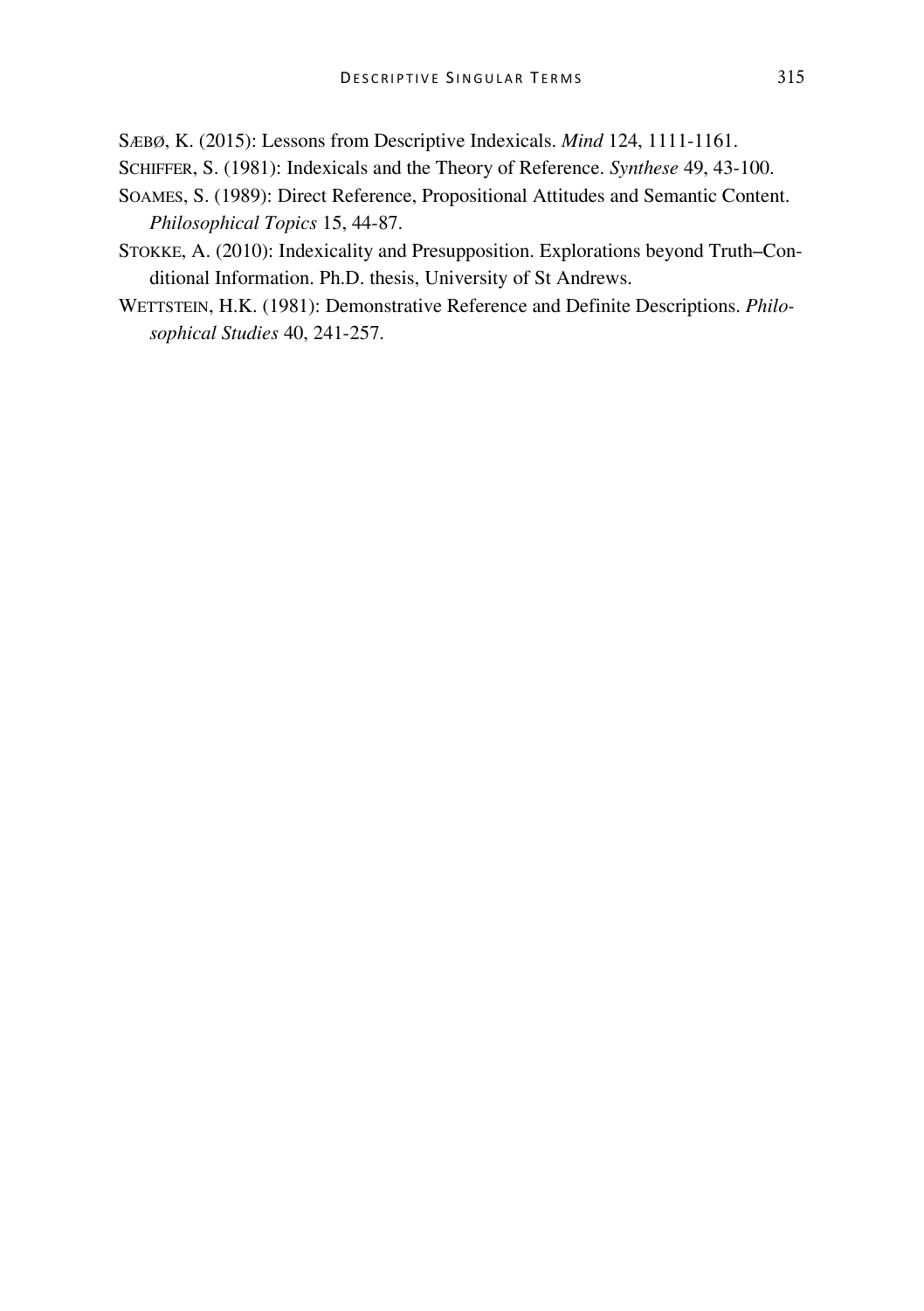SÆBØ, K. (2015): Lessons from Descriptive Indexicals. *Mind* 124, 1111-1161.

SCHIFFER, S. (1981): Indexicals and the Theory of Reference. *Synthese* 49, 43-100.

SOAMES, S. (1989): Direct Reference, Propositional Attitudes and Semantic Content. *Philosophical Topics* 15, 44-87.

STOKKE, A. (2010): Indexicality and Presupposition. Explorations beyond Truth–Conditional Information. Ph.D. thesis, University of St Andrews.

WETTSTEIN, H.K. (1981): Demonstrative Reference and Definite Descriptions. *Philosophical Studies* 40, 241-257.